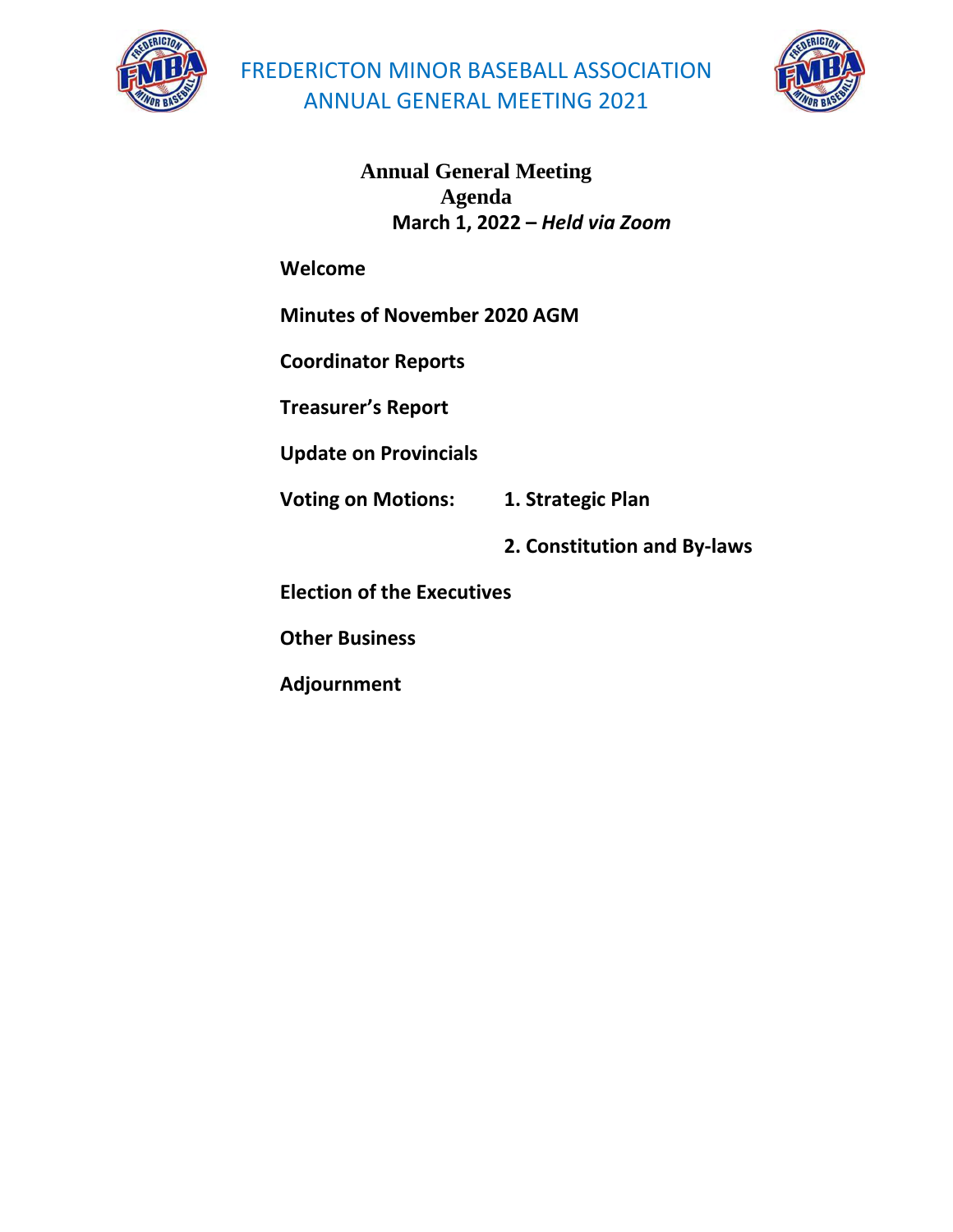# FREDERICTON MINOR BASEBALL ASSOCIATION
# ANNUAL GENERAL MEETING 2021

## Annual General Meeting
## Agenda
**March 1, 2022 – *Held via Zoom***

**Welcome**

**Minutes of November 2020 AGM**

**Coordinator Reports**

**Treasurer's Report**

**Update on Provincials**

**Voting on Motions:** **1. Strategic Plan**

**2. Constitution and By-laws**

**Election of the Executives**

**Other Business**

**Adjournment**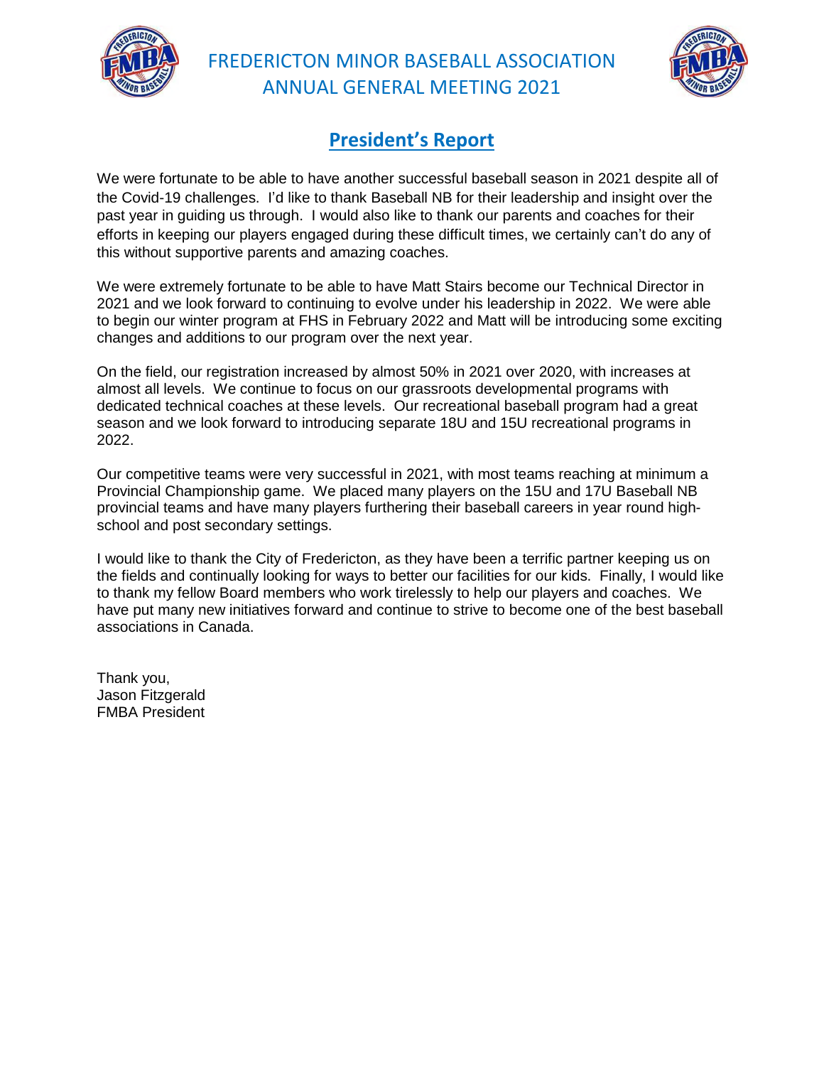# FREDERICTON MINOR BASEBALL ASSOCIATION ANNUAL GENERAL MEETING 2021

## President's Report

We were fortunate to be able to have another successful baseball season in 2021 despite all of the Covid-19 challenges. I'd like to thank Baseball NB for their leadership and insight over the past year in guiding us through. I would also like to thank our parents and coaches for their efforts in keeping our players engaged during these difficult times, we certainly can't do any of this without supportive parents and amazing coaches.

We were extremely fortunate to be able to have Matt Stairs become our Technical Director in 2021 and we look forward to continuing to evolve under his leadership in 2022. We were able to begin our winter program at FHS in February 2022 and Matt will be introducing some exciting changes and additions to our program over the next year.

On the field, our registration increased by almost 50% in 2021 over 2020, with increases at almost all levels. We continue to focus on our grassroots developmental programs with dedicated technical coaches at these levels. Our recreational baseball program had a great season and we look forward to introducing separate 18U and 15U recreational programs in 2022.

Our competitive teams were very successful in 2021, with most teams reaching at minimum a Provincial Championship game. We placed many players on the 15U and 17U Baseball NB provincial teams and have many players furthering their baseball careers in year round high-school and post secondary settings.

I would like to thank the City of Fredericton, as they have been a terrific partner keeping us on the fields and continually looking for ways to better our facilities for our kids. Finally, I would like to thank my fellow Board members who work tirelessly to help our players and coaches. We have put many new initiatives forward and continue to strive to become one of the best baseball associations in Canada.

Thank you,
Jason Fitzgerald
FMBA President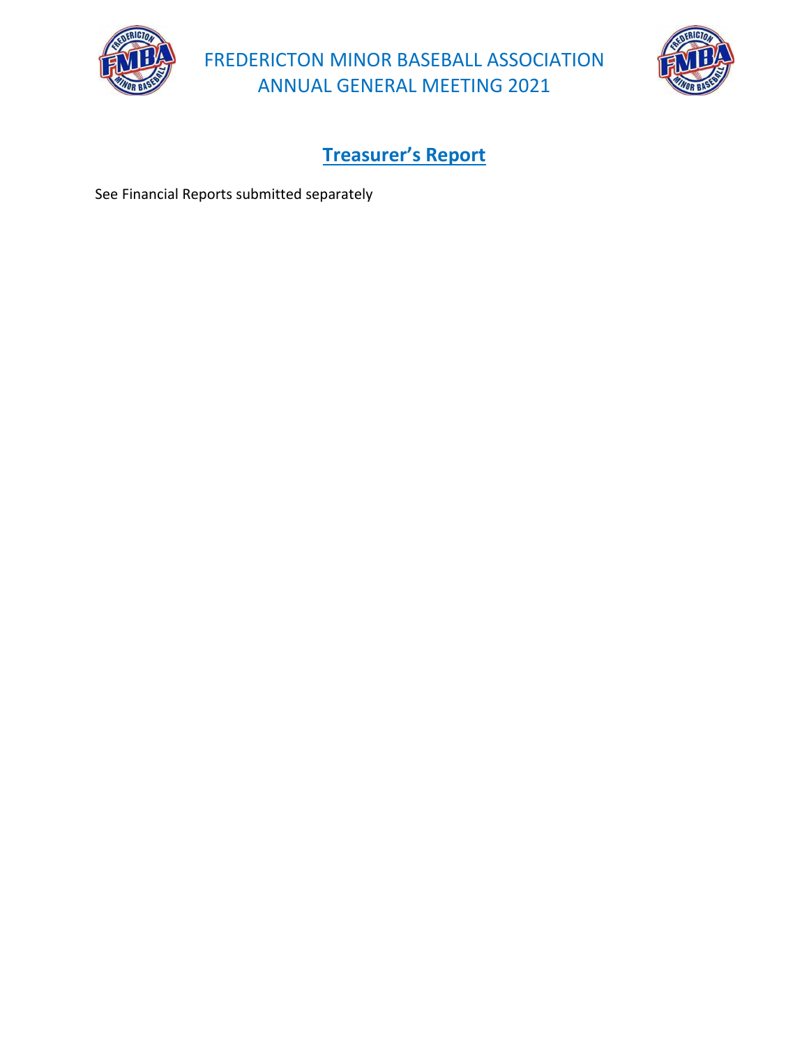## Treasurer's Report

See Financial Reports submitted separately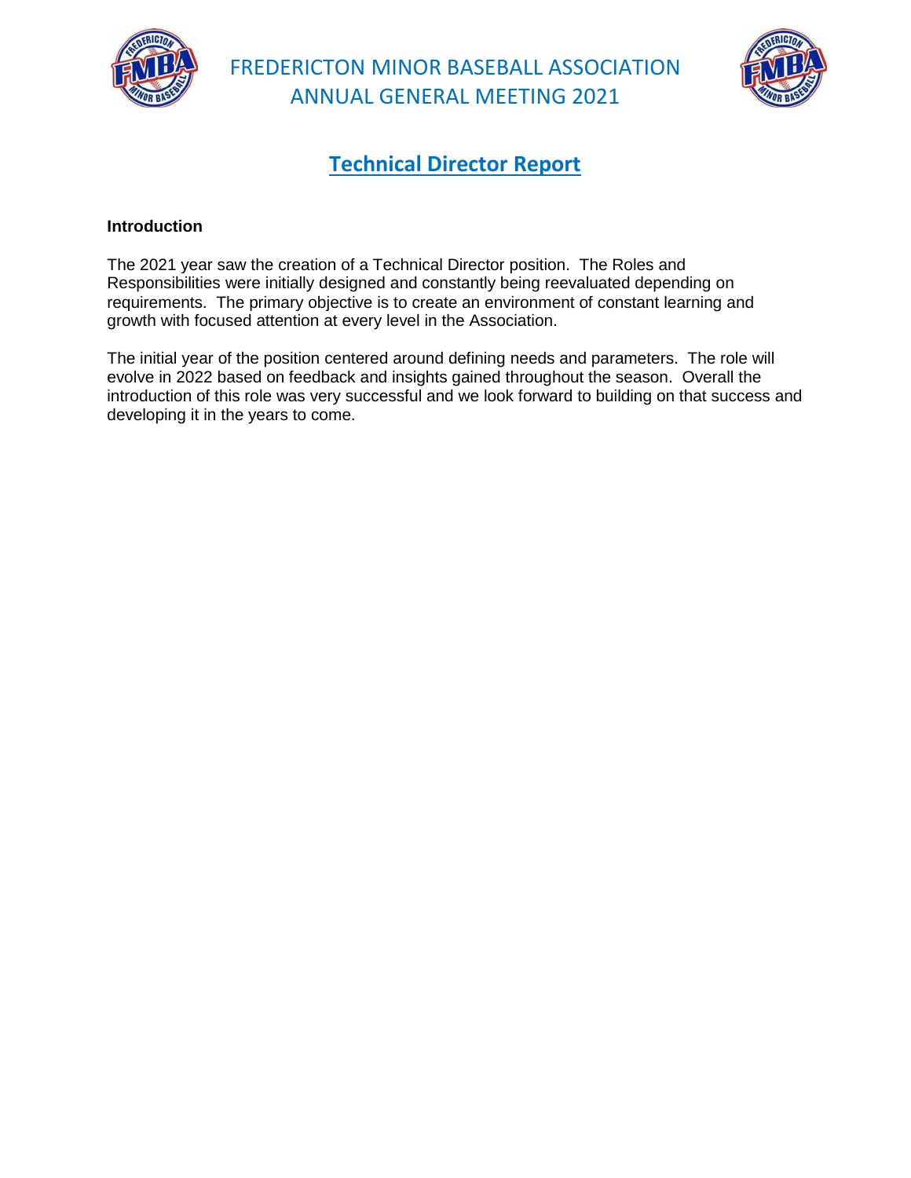# FREDERICTON MINOR BASEBALL ASSOCIATION ANNUAL GENERAL MEETING 2021

## Technical Director Report

**Introduction**

The 2021 year saw the creation of a Technical Director position. The Roles and Responsibilities were initially designed and constantly being reevaluated depending on requirements. The primary objective is to create an environment of constant learning and growth with focused attention at every level in the Association.

The initial year of the position centered around defining needs and parameters. The role will evolve in 2022 based on feedback and insights gained throughout the season. Overall the introduction of this role was very successful and we look forward to building on that success and developing it in the years to come.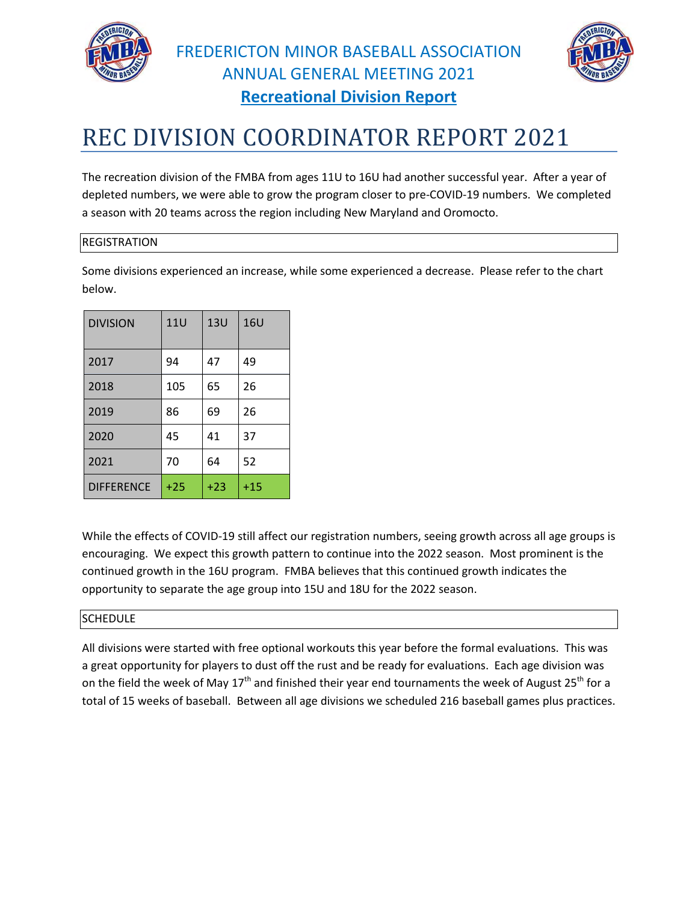FREDERICTON MINOR BASEBALL ASSOCIATION
ANNUAL GENERAL MEETING 2021

**Recreational Division Report**

# REC DIVISION COORDINATOR REPORT 2021

The recreation division of the FMBA from ages 11U to 16U had another successful year. After a year of depleted numbers, we were able to grow the program closer to pre-COVID-19 numbers. We completed a season with 20 teams across the region including New Maryland and Oromocto.

## REGISTRATION

Some divisions experienced an increase, while some experienced a decrease. Please refer to the chart below.

| DIVISION | 11U | 13U | 16U |
|---|---|---|---|
| 2017 | 94 | 47 | 49 |
| 2018 | 105 | 65 | 26 |
| 2019 | 86 | 69 | 26 |
| 2020 | 45 | 41 | 37 |
| 2021 | 70 | 64 | 52 |
| DIFFERENCE | +25 | +23 | +15 |

While the effects of COVID-19 still affect our registration numbers, seeing growth across all age groups is encouraging. We expect this growth pattern to continue into the 2022 season. Most prominent is the continued growth in the 16U program. FMBA believes that this continued growth indicates the opportunity to separate the age group into 15U and 18U for the 2022 season.

## SCHEDULE

All divisions were started with free optional workouts this year before the formal evaluations. This was a great opportunity for players to dust off the rust and be ready for evaluations. Each age division was on the field the week of May 17th and finished their year end tournaments the week of August 25th for a total of 15 weeks of baseball. Between all age divisions we scheduled 216 baseball games plus practices.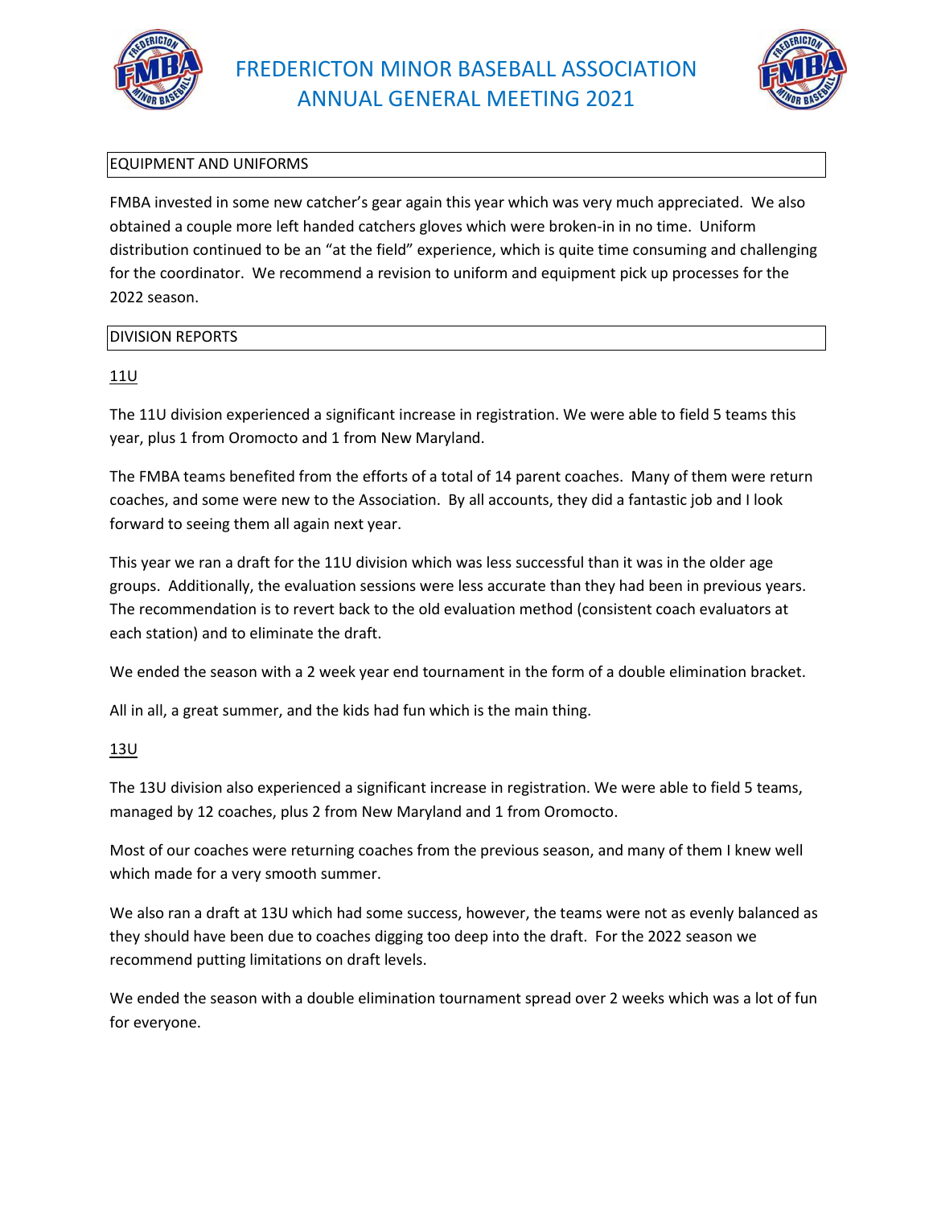## EQUIPMENT AND UNIFORMS

FMBA invested in some new catcher's gear again this year which was very much appreciated. We also obtained a couple more left handed catchers gloves which were broken-in in no time. Uniform distribution continued to be an "at the field" experience, which is quite time consuming and challenging for the coordinator. We recommend a revision to uniform and equipment pick up processes for the 2022 season.

## DIVISION REPORTS

### 11U

The 11U division experienced a significant increase in registration. We were able to field 5 teams this year, plus 1 from Oromocto and 1 from New Maryland.

The FMBA teams benefited from the efforts of a total of 14 parent coaches. Many of them were return coaches, and some were new to the Association. By all accounts, they did a fantastic job and I look forward to seeing them all again next year.

This year we ran a draft for the 11U division which was less successful than it was in the older age groups. Additionally, the evaluation sessions were less accurate than they had been in previous years. The recommendation is to revert back to the old evaluation method (consistent coach evaluators at each station) and to eliminate the draft.

We ended the season with a 2 week year end tournament in the form of a double elimination bracket.

All in all, a great summer, and the kids had fun which is the main thing.

### 13U

The 13U division also experienced a significant increase in registration. We were able to field 5 teams, managed by 12 coaches, plus 2 from New Maryland and 1 from Oromocto.

Most of our coaches were returning coaches from the previous season, and many of them I knew well which made for a very smooth summer.

We also ran a draft at 13U which had some success, however, the teams were not as evenly balanced as they should have been due to coaches digging too deep into the draft. For the 2022 season we recommend putting limitations on draft levels.

We ended the season with a double elimination tournament spread over 2 weeks which was a lot of fun for everyone.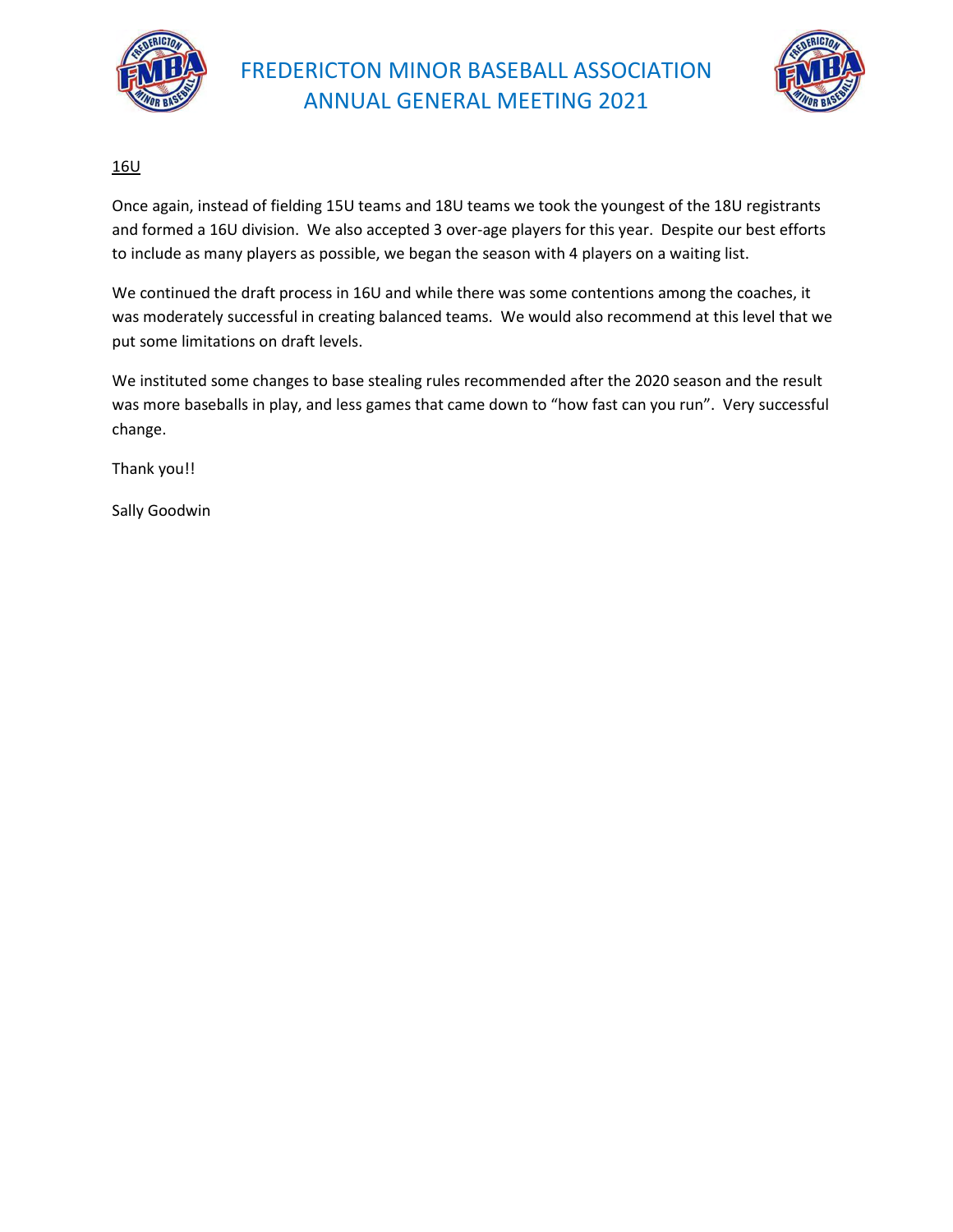16U

Once again, instead of fielding 15U teams and 18U teams we took the youngest of the 18U registrants and formed a 16U division. We also accepted 3 over-age players for this year. Despite our best efforts to include as many players as possible, we began the season with 4 players on a waiting list.

We continued the draft process in 16U and while there was some contentions among the coaches, it was moderately successful in creating balanced teams. We would also recommend at this level that we put some limitations on draft levels.

We instituted some changes to base stealing rules recommended after the 2020 season and the result was more baseballs in play, and less games that came down to "how fast can you run". Very successful change.

Thank you!!

Sally Goodwin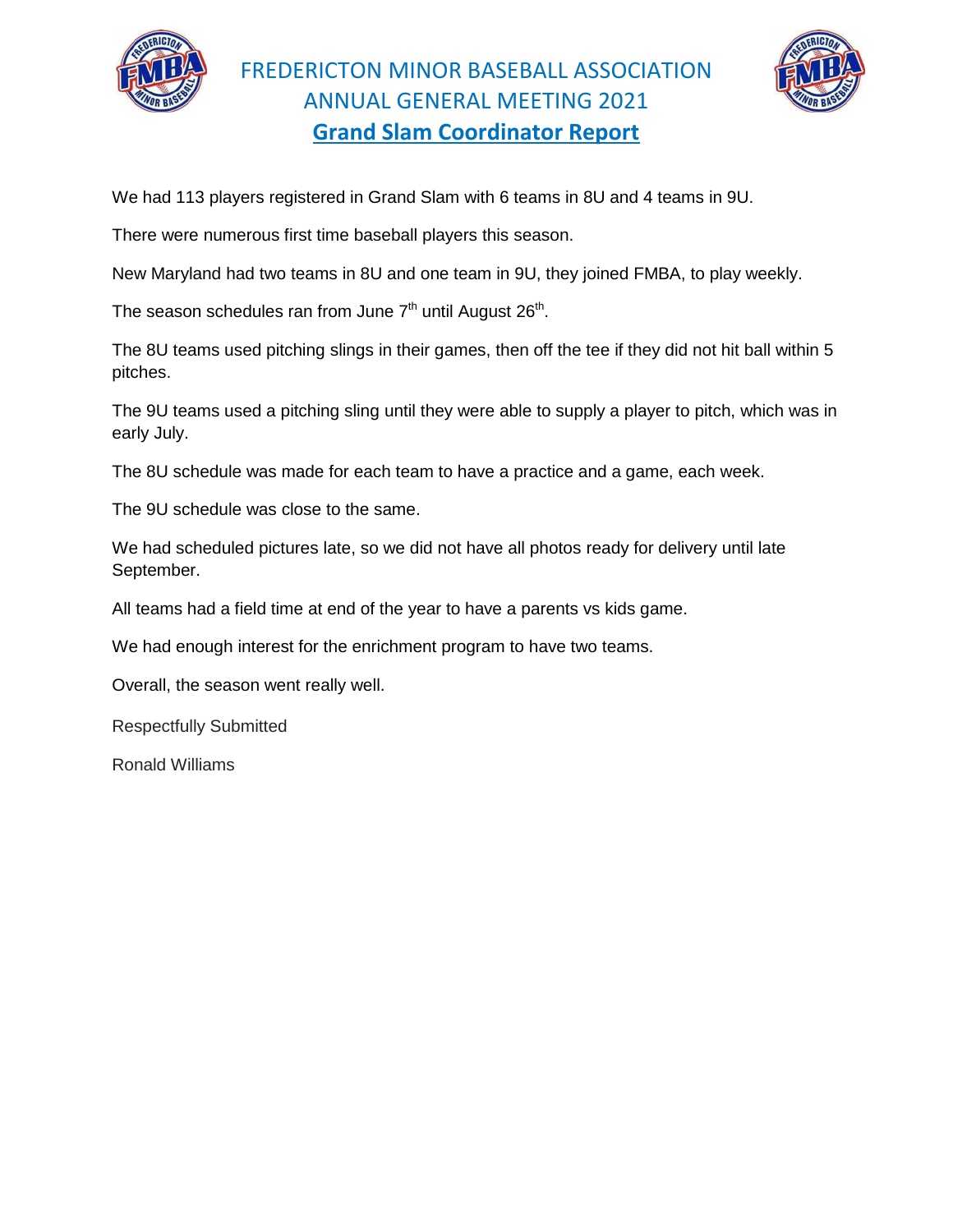# FREDERICTON MINOR BASEBALL ASSOCIATION
# ANNUAL GENERAL MEETING 2021
## Grand Slam Coordinator Report

We had 113 players registered in Grand Slam with 6 teams in 8U and 4 teams in 9U.

There were numerous first time baseball players this season.

New Maryland had two teams in 8U and one team in 9U, they joined FMBA, to play weekly.

The season schedules ran from June 7th until August 26th.

The 8U teams used pitching slings in their games, then off the tee if they did not hit ball within 5 pitches.

The 9U teams used a pitching sling until they were able to supply a player to pitch, which was in early July.

The 8U schedule was made for each team to have a practice and a game, each week.

The 9U schedule was close to the same.

We had scheduled pictures late, so we did not have all photos ready for delivery until late September.

All teams had a field time at end of the year to have a parents vs kids game.

We had enough interest for the enrichment program to have two teams.

Overall, the season went really well.

Respectfully Submitted

Ronald Williams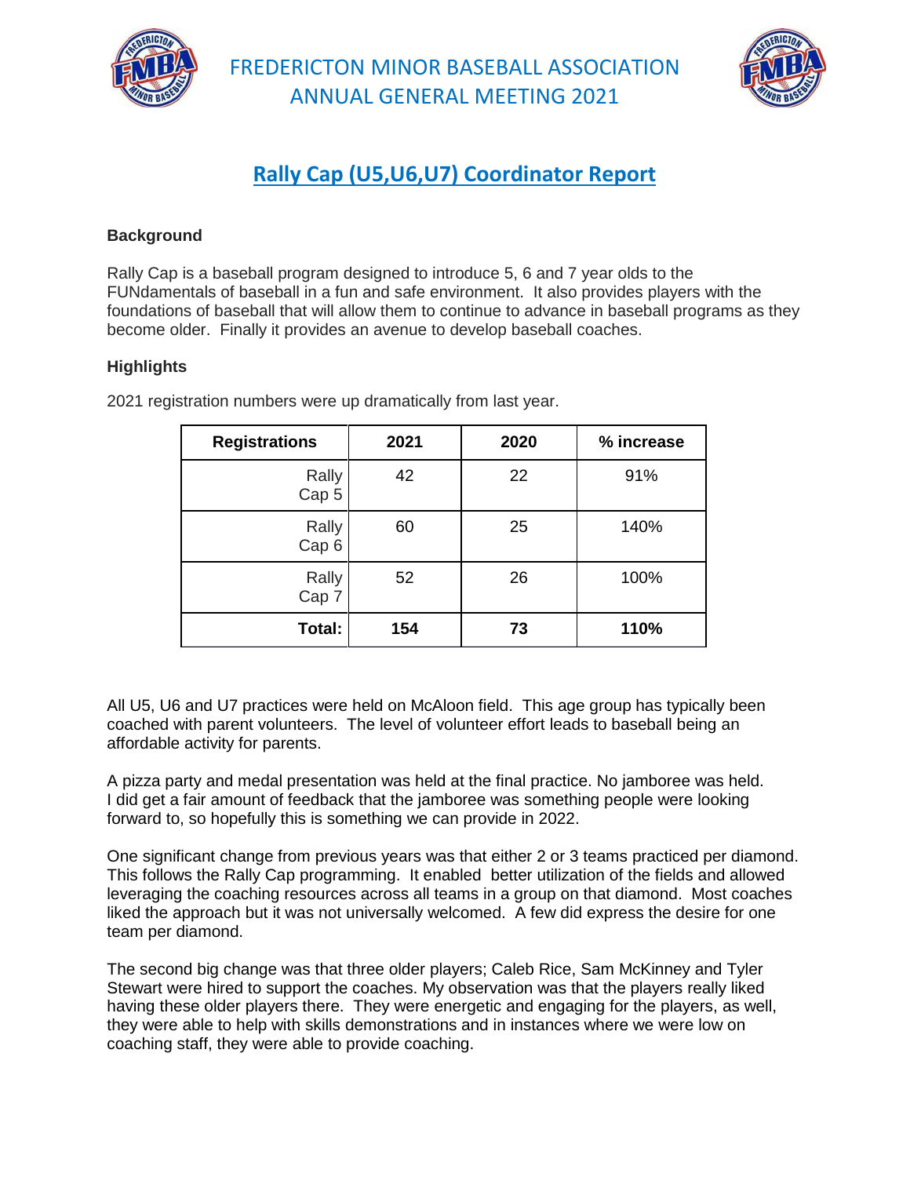# FREDERICTON MINOR BASEBALL ASSOCIATION
# ANNUAL GENERAL MEETING 2021

## Rally Cap (U5,U6,U7) Coordinator Report

### Background

Rally Cap is a baseball program designed to introduce 5, 6 and 7 year olds to the FUNdamentals of baseball in a fun and safe environment. It also provides players with the foundations of baseball that will allow them to continue to advance in baseball programs as they become older. Finally it provides an avenue to develop baseball coaches.

### Highlights

2021 registration numbers were up dramatically from last year.

| Registrations | 2021 | 2020 | % increase |
|---|---|---|---|
| Rally Cap 5 | 42 | 22 | 91% |
| Rally Cap 6 | 60 | 25 | 140% |
| Rally Cap 7 | 52 | 26 | 100% |
| **Total:** | **154** | **73** | **110%** |

All U5, U6 and U7 practices were held on McAloon field. This age group has typically been coached with parent volunteers. The level of volunteer effort leads to baseball being an affordable activity for parents.

A pizza party and medal presentation was held at the final practice. No jamboree was held. I did get a fair amount of feedback that the jamboree was something people were looking forward to, so hopefully this is something we can provide in 2022.

One significant change from previous years was that either 2 or 3 teams practiced per diamond. This follows the Rally Cap programming. It enabled better utilization of the fields and allowed leveraging the coaching resources across all teams in a group on that diamond. Most coaches liked the approach but it was not universally welcomed. A few did express the desire for one team per diamond.

The second big change was that three older players; Caleb Rice, Sam McKinney and Tyler Stewart were hired to support the coaches. My observation was that the players really liked having these older players there. They were energetic and engaging for the players, as well, they were able to help with skills demonstrations and in instances where we were low on coaching staff, they were able to provide coaching.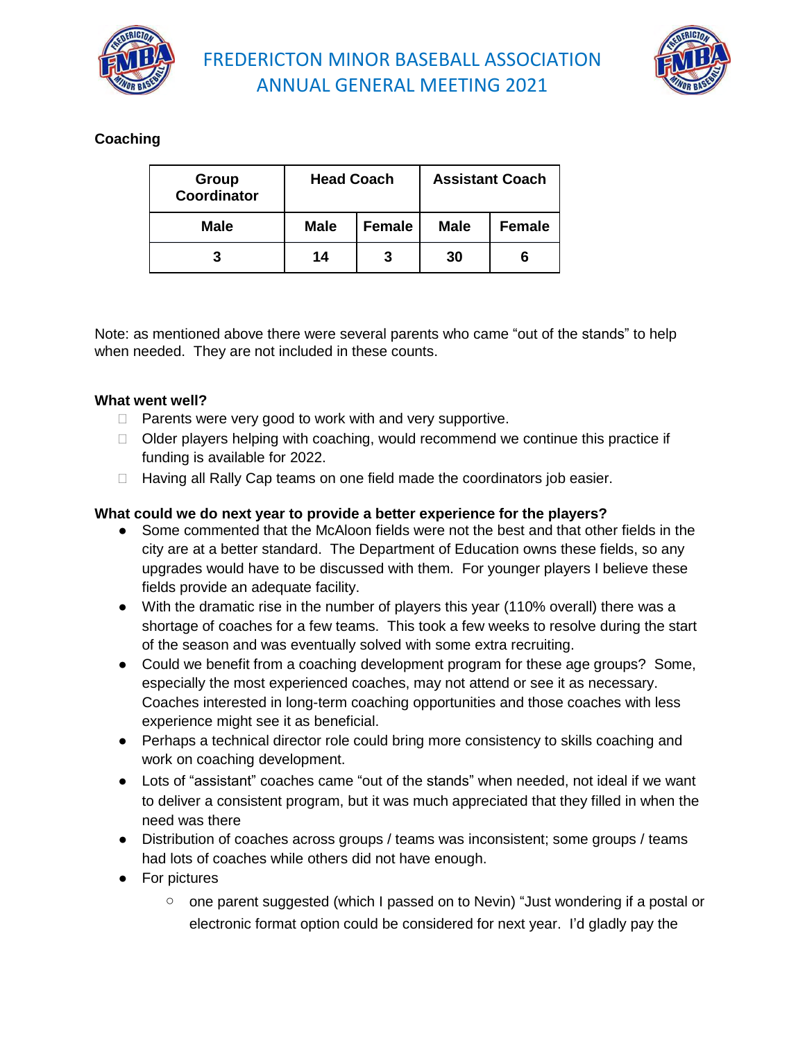## Coaching

| Group Coordinator | Head Coach | | Assistant Coach | |
|---|---|---|---|---|
| Male | Male | Female | Male | Female |
| 3 | 14 | 3 | 30 | 6 |

Note: as mentioned above there were several parents who came “out of the stands” to help when needed. They are not included in these counts.

**What went well?**

- Parents were very good to work with and very supportive.
- Older players helping with coaching, would recommend we continue this practice if funding is available for 2022.
- Having all Rally Cap teams on one field made the coordinators job easier.

**What could we do next year to provide a better experience for the players?**

- Some commented that the McAloon fields were not the best and that other fields in the city are at a better standard. The Department of Education owns these fields, so any upgrades would have to be discussed with them. For younger players I believe these fields provide an adequate facility.
- With the dramatic rise in the number of players this year (110% overall) there was a shortage of coaches for a few teams. This took a few weeks to resolve during the start of the season and was eventually solved with some extra recruiting.
- Could we benefit from a coaching development program for these age groups? Some, especially the most experienced coaches, may not attend or see it as necessary. Coaches interested in long-term coaching opportunities and those coaches with less experience might see it as beneficial.
- Perhaps a technical director role could bring more consistency to skills coaching and work on coaching development.
- Lots of “assistant” coaches came “out of the stands” when needed, not ideal if we want to deliver a consistent program, but it was much appreciated that they filled in when the need was there
- Distribution of coaches across groups / teams was inconsistent; some groups / teams had lots of coaches while others did not have enough.
- For pictures
  - one parent suggested (which I passed on to Nevin) “Just wondering if a postal or electronic format option could be considered for next year. I’d gladly pay the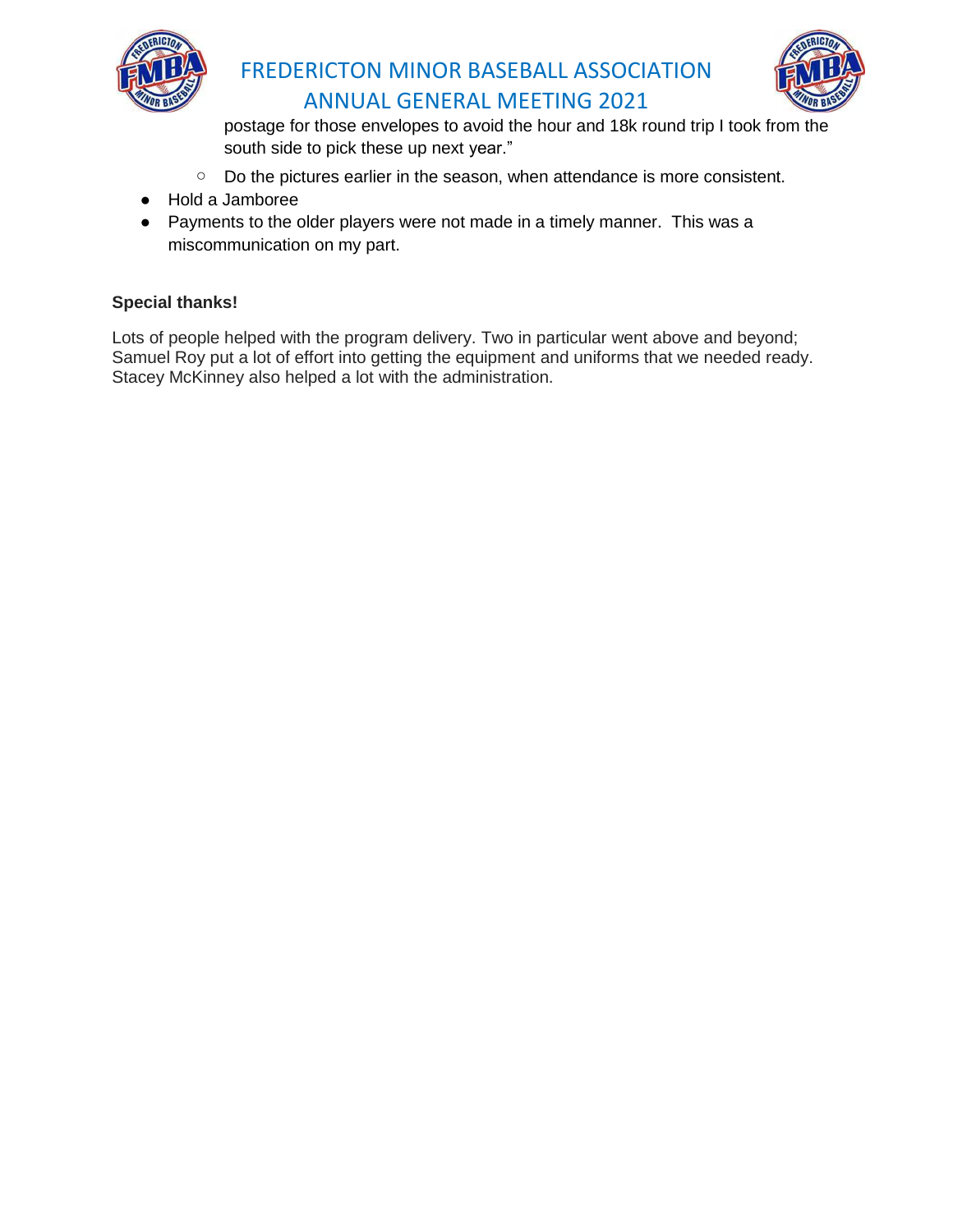postage for those envelopes to avoid the hour and 18k round trip I took from the south side to pick these up next year."

    - Do the pictures earlier in the season, when attendance is more consistent.
- Hold a Jamboree
- Payments to the older players were not made in a timely manner.  This was a miscommunication on my part.

**Special thanks!**

Lots of people helped with the program delivery. Two in particular went above and beyond; Samuel Roy put a lot of effort into getting the equipment and uniforms that we needed ready. Stacey McKinney also helped a lot with the administration.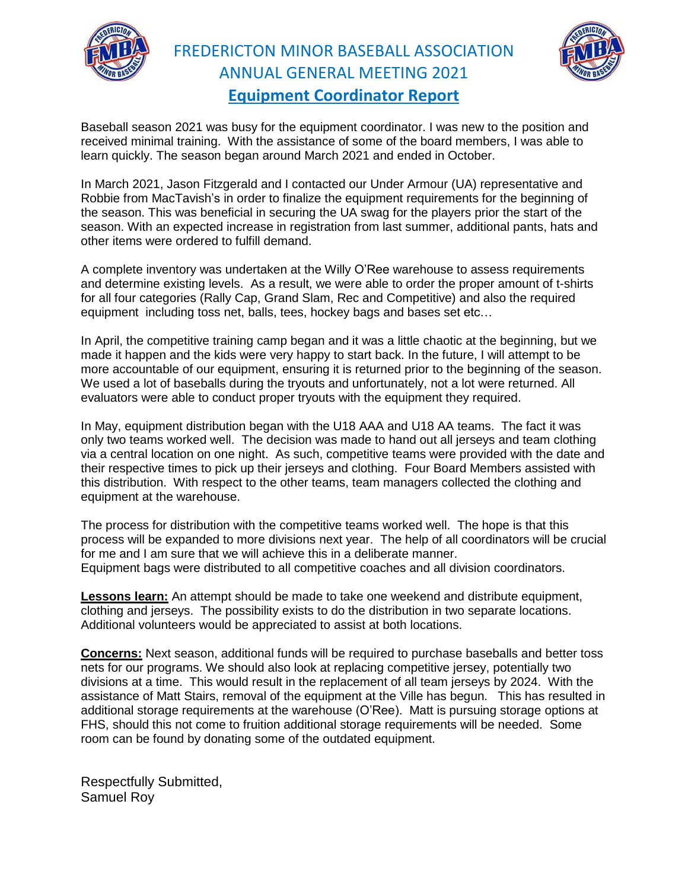# FREDERICTON MINOR BASEBALL ASSOCIATION
# ANNUAL GENERAL MEETING 2021
## Equipment Coordinator Report

Baseball season 2021 was busy for the equipment coordinator. I was new to the position and received minimal training. With the assistance of some of the board members, I was able to learn quickly. The season began around March 2021 and ended in October.

In March 2021, Jason Fitzgerald and I contacted our Under Armour (UA) representative and Robbie from MacTavish's in order to finalize the equipment requirements for the beginning of the season. This was beneficial in securing the UA swag for the players prior the start of the season. With an expected increase in registration from last summer, additional pants, hats and other items were ordered to fulfill demand.

A complete inventory was undertaken at the Willy O'Ree warehouse to assess requirements and determine existing levels. As a result, we were able to order the proper amount of t-shirts for all four categories (Rally Cap, Grand Slam, Rec and Competitive) and also the required equipment including toss net, balls, tees, hockey bags and bases set etc…

In April, the competitive training camp began and it was a little chaotic at the beginning, but we made it happen and the kids were very happy to start back. In the future, I will attempt to be more accountable of our equipment, ensuring it is returned prior to the beginning of the season. We used a lot of baseballs during the tryouts and unfortunately, not a lot were returned. All evaluators were able to conduct proper tryouts with the equipment they required.

In May, equipment distribution began with the U18 AAA and U18 AA teams. The fact it was only two teams worked well. The decision was made to hand out all jerseys and team clothing via a central location on one night. As such, competitive teams were provided with the date and their respective times to pick up their jerseys and clothing. Four Board Members assisted with this distribution. With respect to the other teams, team managers collected the clothing and equipment at the warehouse.

The process for distribution with the competitive teams worked well. The hope is that this process will be expanded to more divisions next year. The help of all coordinators will be crucial for me and I am sure that we will achieve this in a deliberate manner.
Equipment bags were distributed to all competitive coaches and all division coordinators.

**Lessons learn:** An attempt should be made to take one weekend and distribute equipment, clothing and jerseys. The possibility exists to do the distribution in two separate locations. Additional volunteers would be appreciated to assist at both locations.

**Concerns:** Next season, additional funds will be required to purchase baseballs and better toss nets for our programs. We should also look at replacing competitive jersey, potentially two divisions at a time. This would result in the replacement of all team jerseys by 2024. With the assistance of Matt Stairs, removal of the equipment at the Ville has begun. This has resulted in additional storage requirements at the warehouse (O'Ree). Matt is pursuing storage options at FHS, should this not come to fruition additional storage requirements will be needed. Some room can be found by donating some of the outdated equipment.

Respectfully Submitted,
Samuel Roy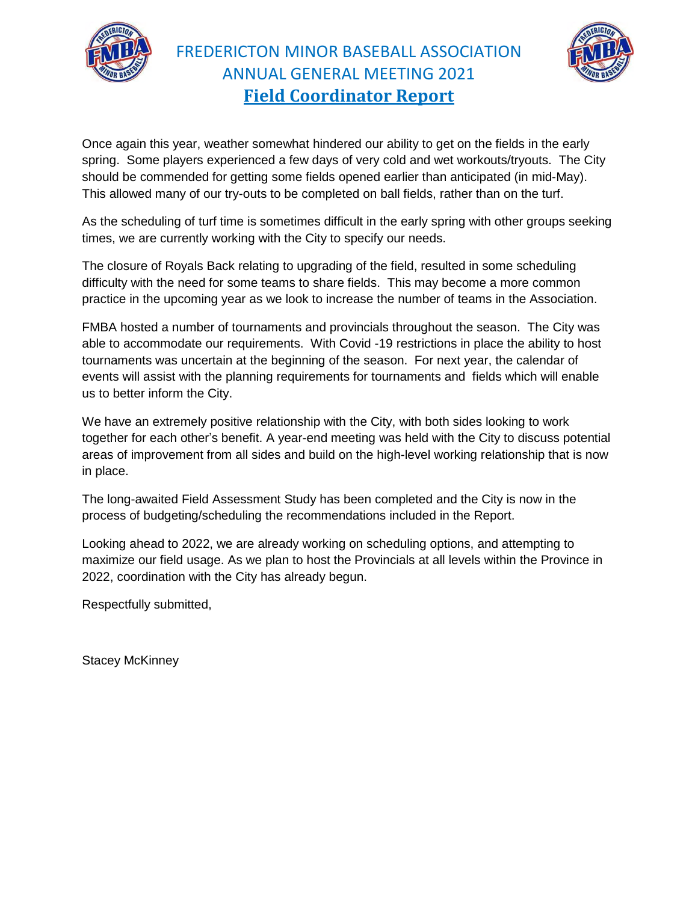# FREDERICTON MINOR BASEBALL ASSOCIATION
# ANNUAL GENERAL MEETING 2021
## Field Coordinator Report

Once again this year, weather somewhat hindered our ability to get on the fields in the early spring. Some players experienced a few days of very cold and wet workouts/tryouts. The City should be commended for getting some fields opened earlier than anticipated (in mid-May). This allowed many of our try-outs to be completed on ball fields, rather than on the turf.

As the scheduling of turf time is sometimes difficult in the early spring with other groups seeking times, we are currently working with the City to specify our needs.

The closure of Royals Back relating to upgrading of the field, resulted in some scheduling difficulty with the need for some teams to share fields. This may become a more common practice in the upcoming year as we look to increase the number of teams in the Association.

FMBA hosted a number of tournaments and provincials throughout the season. The City was able to accommodate our requirements. With Covid -19 restrictions in place the ability to host tournaments was uncertain at the beginning of the season. For next year, the calendar of events will assist with the planning requirements for tournaments and fields which will enable us to better inform the City.

We have an extremely positive relationship with the City, with both sides looking to work together for each other's benefit. A year-end meeting was held with the City to discuss potential areas of improvement from all sides and build on the high-level working relationship that is now in place.

The long-awaited Field Assessment Study has been completed and the City is now in the process of budgeting/scheduling the recommendations included in the Report.

Looking ahead to 2022, we are already working on scheduling options, and attempting to maximize our field usage. As we plan to host the Provincials at all levels within the Province in 2022, coordination with the City has already begun.

Respectfully submitted,

Stacey McKinney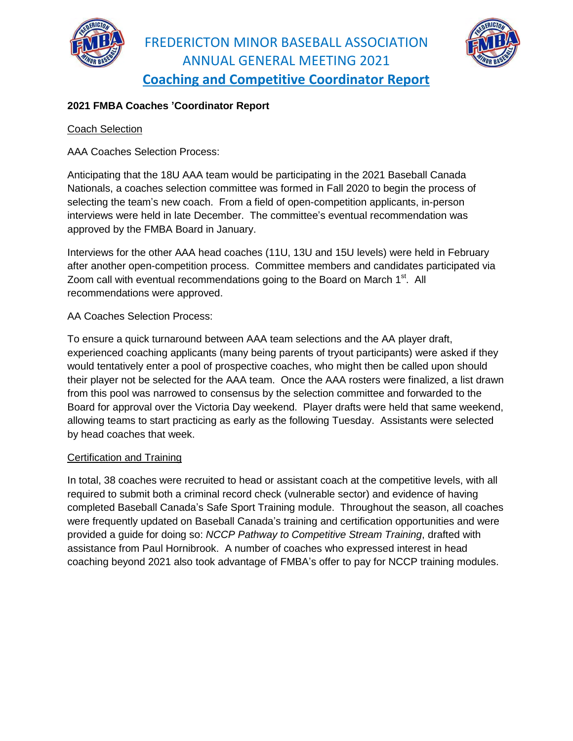# FREDERICTON MINOR BASEBALL ASSOCIATION
# ANNUAL GENERAL MEETING 2021
## Coaching and Competitive Coordinator Report

**2021 FMBA Coaches 'Coordinator Report**

Coach Selection

AAA Coaches Selection Process:

Anticipating that the 18U AAA team would be participating in the 2021 Baseball Canada Nationals, a coaches selection committee was formed in Fall 2020 to begin the process of selecting the team's new coach. From a field of open-competition applicants, in-person interviews were held in late December. The committee's eventual recommendation was approved by the FMBA Board in January.

Interviews for the other AAA head coaches (11U, 13U and 15U levels) were held in February after another open-competition process. Committee members and candidates participated via Zoom call with eventual recommendations going to the Board on March 1st. All recommendations were approved.

AA Coaches Selection Process:

To ensure a quick turnaround between AAA team selections and the AA player draft, experienced coaching applicants (many being parents of tryout participants) were asked if they would tentatively enter a pool of prospective coaches, who might then be called upon should their player not be selected for the AAA team. Once the AAA rosters were finalized, a list drawn from this pool was narrowed to consensus by the selection committee and forwarded to the Board for approval over the Victoria Day weekend. Player drafts were held that same weekend, allowing teams to start practicing as early as the following Tuesday. Assistants were selected by head coaches that week.

Certification and Training

In total, 38 coaches were recruited to head or assistant coach at the competitive levels, with all required to submit both a criminal record check (vulnerable sector) and evidence of having completed Baseball Canada's Safe Sport Training module. Throughout the season, all coaches were frequently updated on Baseball Canada's training and certification opportunities and were provided a guide for doing so: *NCCP Pathway to Competitive Stream Training*, drafted with assistance from Paul Hornibrook. A number of coaches who expressed interest in head coaching beyond 2021 also took advantage of FMBA's offer to pay for NCCP training modules.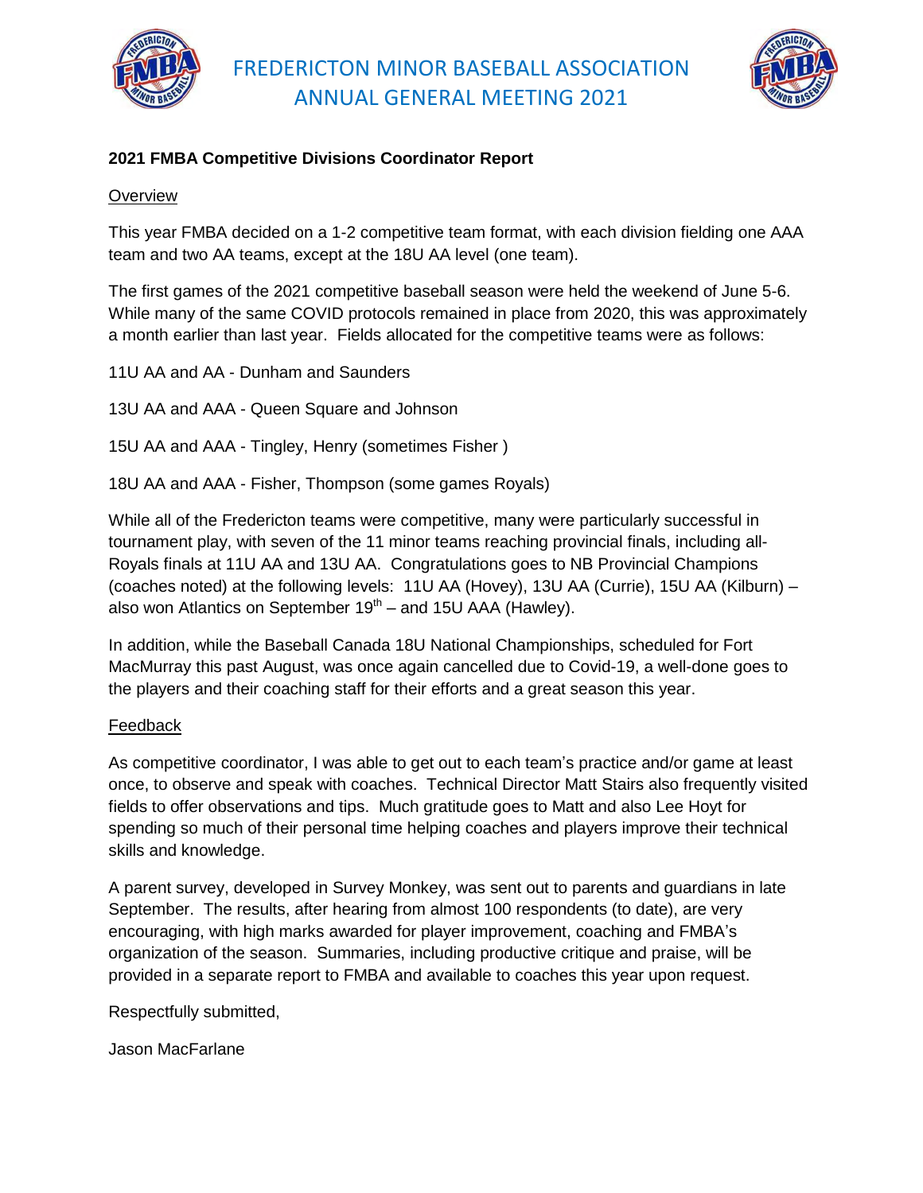# FREDERICTON MINOR BASEBALL ASSOCIATION ANNUAL GENERAL MEETING 2021

**2021 FMBA Competitive Divisions Coordinator Report**

Overview

This year FMBA decided on a 1-2 competitive team format, with each division fielding one AAA team and two AA teams, except at the 18U AA level (one team).

The first games of the 2021 competitive baseball season were held the weekend of June 5-6. While many of the same COVID protocols remained in place from 2020, this was approximately a month earlier than last year. Fields allocated for the competitive teams were as follows:

11U AA and AA - Dunham and Saunders

13U AA and AAA - Queen Square and Johnson

15U AA and AAA - Tingley, Henry (sometimes Fisher )

18U AA and AAA - Fisher, Thompson (some games Royals)

While all of the Fredericton teams were competitive, many were particularly successful in tournament play, with seven of the 11 minor teams reaching provincial finals, including all-Royals finals at 11U AA and 13U AA. Congratulations goes to NB Provincial Champions (coaches noted) at the following levels: 11U AA (Hovey), 13U AA (Currie), 15U AA (Kilburn) – also won Atlantics on September 19th – and 15U AAA (Hawley).

In addition, while the Baseball Canada 18U National Championships, scheduled for Fort MacMurray this past August, was once again cancelled due to Covid-19, a well-done goes to the players and their coaching staff for their efforts and a great season this year.

Feedback

As competitive coordinator, I was able to get out to each team's practice and/or game at least once, to observe and speak with coaches. Technical Director Matt Stairs also frequently visited fields to offer observations and tips. Much gratitude goes to Matt and also Lee Hoyt for spending so much of their personal time helping coaches and players improve their technical skills and knowledge.

A parent survey, developed in Survey Monkey, was sent out to parents and guardians in late September. The results, after hearing from almost 100 respondents (to date), are very encouraging, with high marks awarded for player improvement, coaching and FMBA's organization of the season. Summaries, including productive critique and praise, will be provided in a separate report to FMBA and available to coaches this year upon request.

Respectfully submitted,

Jason MacFarlane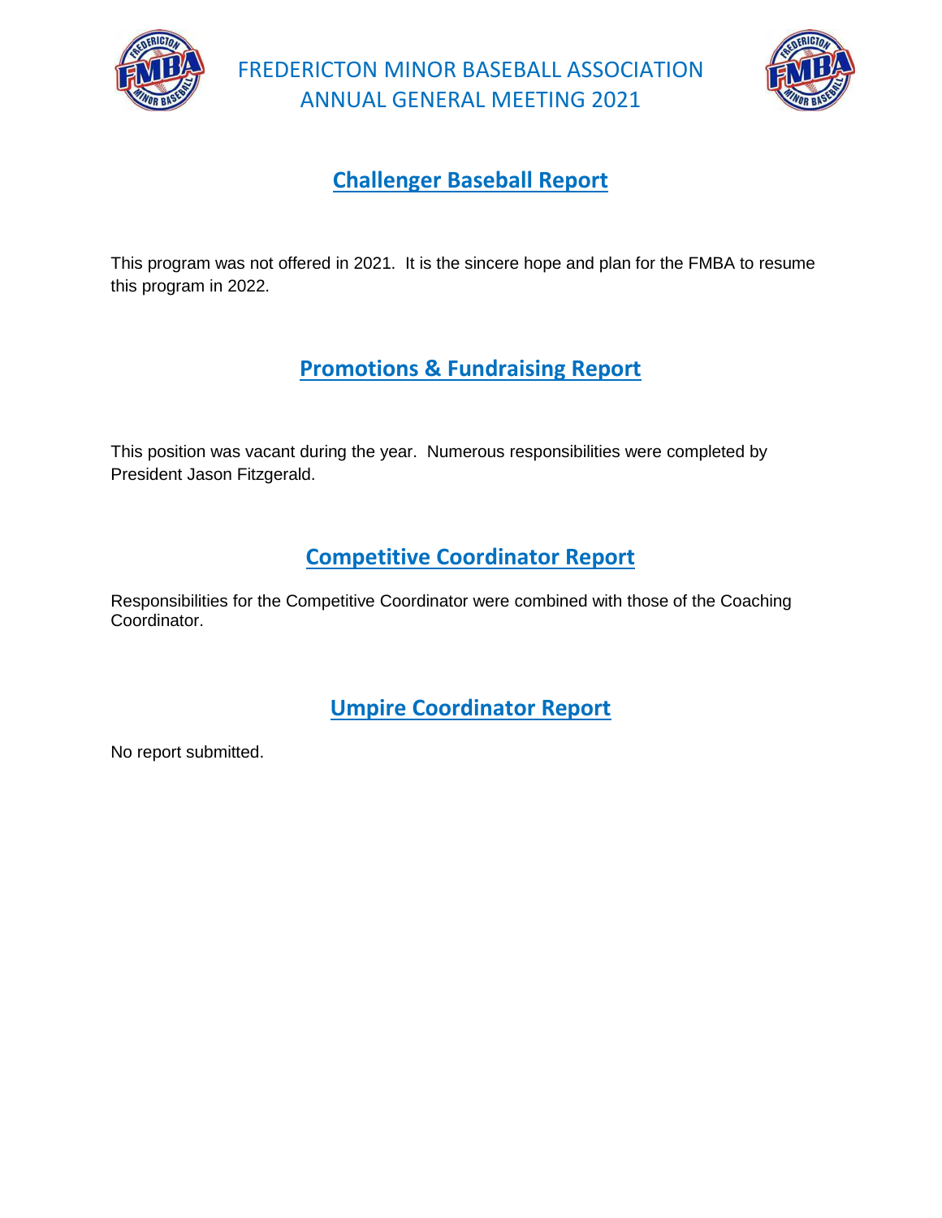## Challenger Baseball Report

This program was not offered in 2021. It is the sincere hope and plan for the FMBA to resume this program in 2022.

## Promotions & Fundraising Report

This position was vacant during the year. Numerous responsibilities were completed by President Jason Fitzgerald.

## Competitive Coordinator Report

Responsibilities for the Competitive Coordinator were combined with those of the Coaching Coordinator.

## Umpire Coordinator Report

No report submitted.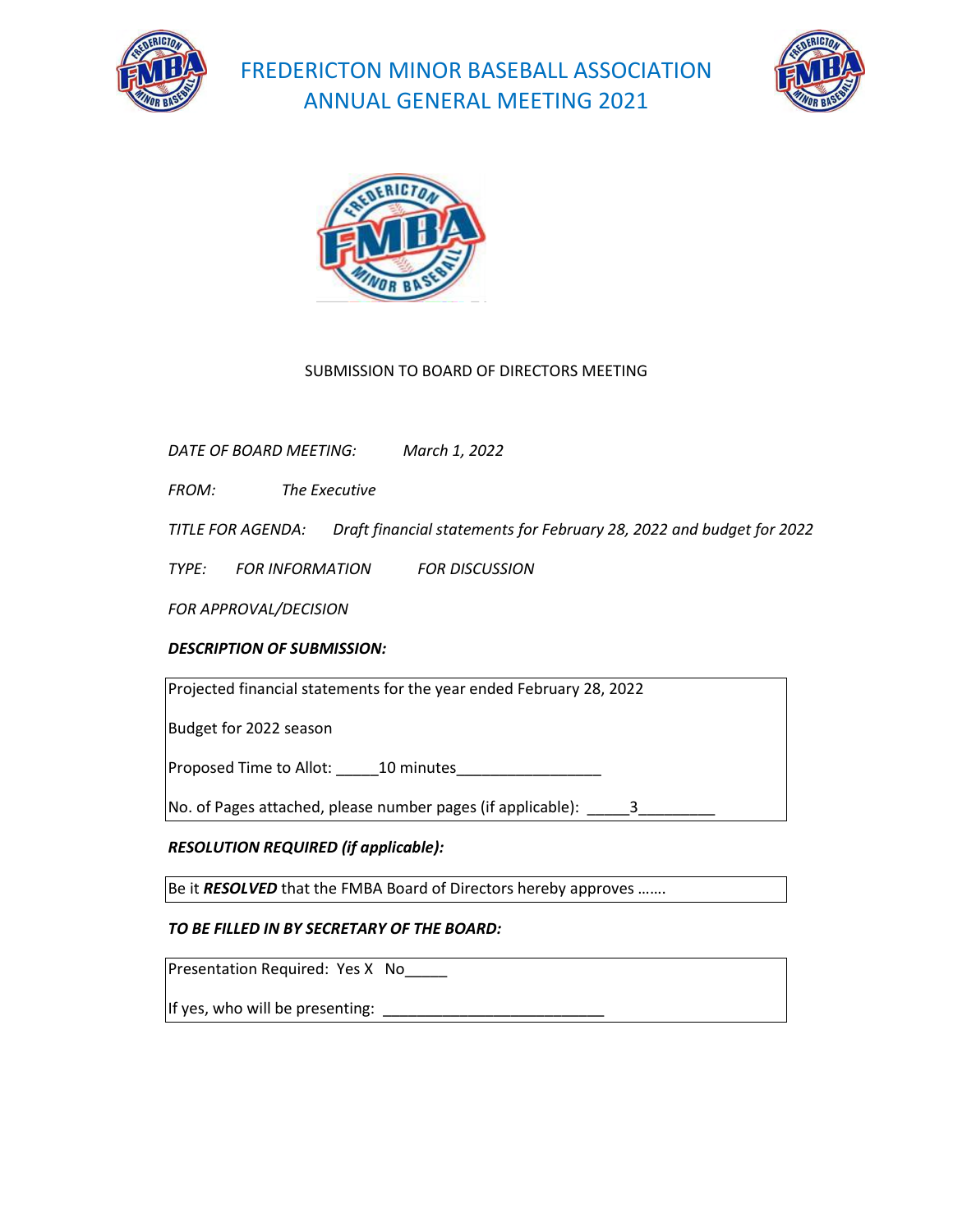# FREDERICTON MINOR BASEBALL ASSOCIATION
# ANNUAL GENERAL MEETING 2021

SUBMISSION TO BOARD OF DIRECTORS MEETING

*DATE OF BOARD MEETING:* *March 1, 2022*

*FROM:* *The Executive*

*TITLE FOR AGENDA:* *Draft financial statements for February 28, 2022 and budget for 2022*

*TYPE:* *FOR INFORMATION* *FOR DISCUSSION*

*FOR APPROVAL/DECISION*

***DESCRIPTION OF SUBMISSION:***

Projected financial statements for the year ended February 28, 2022

Budget for 2022 season

Proposed Time to Allot: _____10 minutes_________________

No. of Pages attached, please number pages (if applicable): _____3_________

***RESOLUTION REQUIRED (if applicable):***

Be it ***RESOLVED*** that the FMBA Board of Directors hereby approves …….

***TO BE FILLED IN BY SECRETARY OF THE BOARD:***

Presentation Required: Yes X No_____

If yes, who will be presenting: ___________________________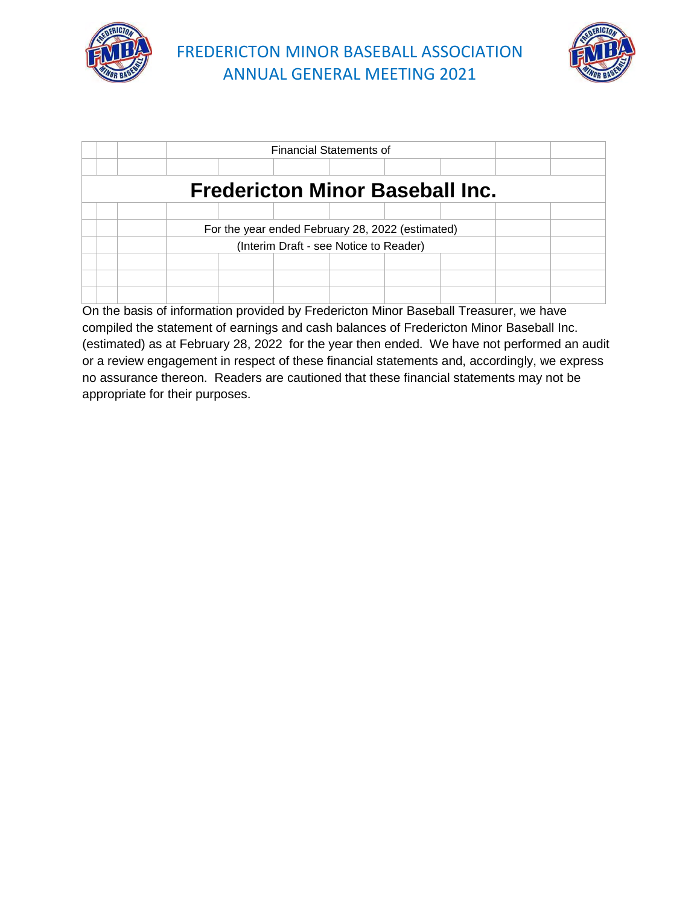# FREDERICTON MINOR BASEBALL ASSOCIATION ANNUAL GENERAL MEETING 2021

Financial Statements of

## Fredericton Minor Baseball Inc.

For the year ended February 28, 2022 (estimated)

(Interim Draft - see Notice to Reader)

On the basis of information provided by Fredericton Minor Baseball Treasurer, we have compiled the statement of earnings and cash balances of Fredericton Minor Baseball Inc. (estimated) as at February 28, 2022 for the year then ended. We have not performed an audit or a review engagement in respect of these financial statements and, accordingly, we express no assurance thereon. Readers are cautioned that these financial statements may not be appropriate for their purposes.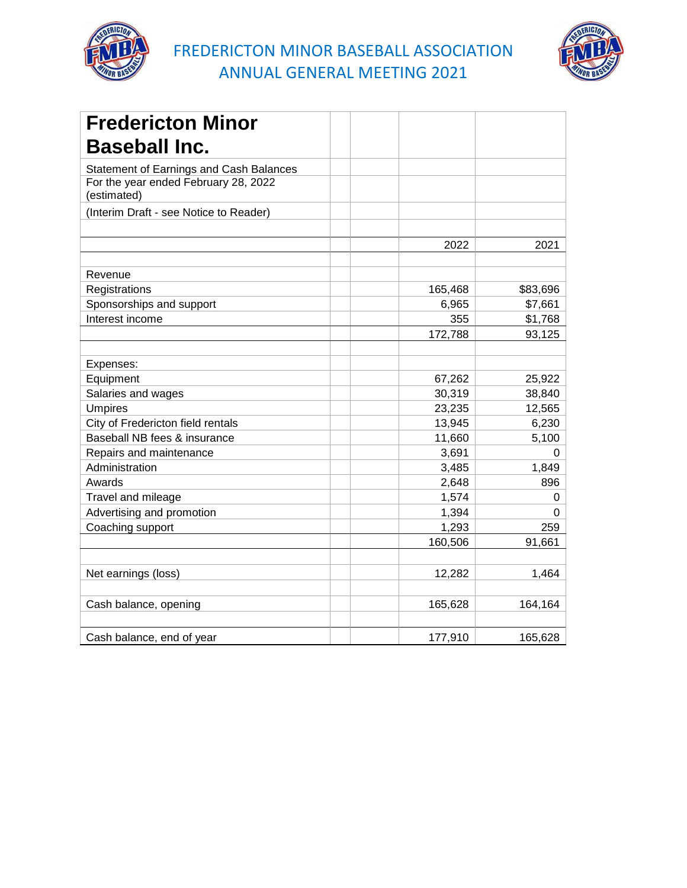# FREDERICTON MINOR BASEBALL ASSOCIATION
## ANNUAL GENERAL MEETING 2021

## Fredericton Minor Baseball Inc.

Statement of Earnings and Cash Balances
For the year ended February 28, 2022 (estimated)
(Interim Draft - see Notice to Reader)

| | 2022 | 2021 |
|---|---|---|
| **Revenue** | | |
| Registrations | 165,468 | $83,696 |
| Sponsorships and support | 6,965 | $7,661 |
| Interest income | 355 | $1,768 |
| | 172,788 | 93,125 |
| **Expenses:** | | |
| Equipment | 67,262 | 25,922 |
| Salaries and wages | 30,319 | 38,840 |
| Umpires | 23,235 | 12,565 |
| City of Fredericton field rentals | 13,945 | 6,230 |
| Baseball NB fees & insurance | 11,660 | 5,100 |
| Repairs and maintenance | 3,691 | 0 |
| Administration | 3,485 | 1,849 |
| Awards | 2,648 | 896 |
| Travel and mileage | 1,574 | 0 |
| Advertising and promotion | 1,394 | 0 |
| Coaching support | 1,293 | 259 |
| | 160,506 | 91,661 |
| Net earnings (loss) | 12,282 | 1,464 |
| Cash balance, opening | 165,628 | 164,164 |
| Cash balance, end of year | 177,910 | 165,628 |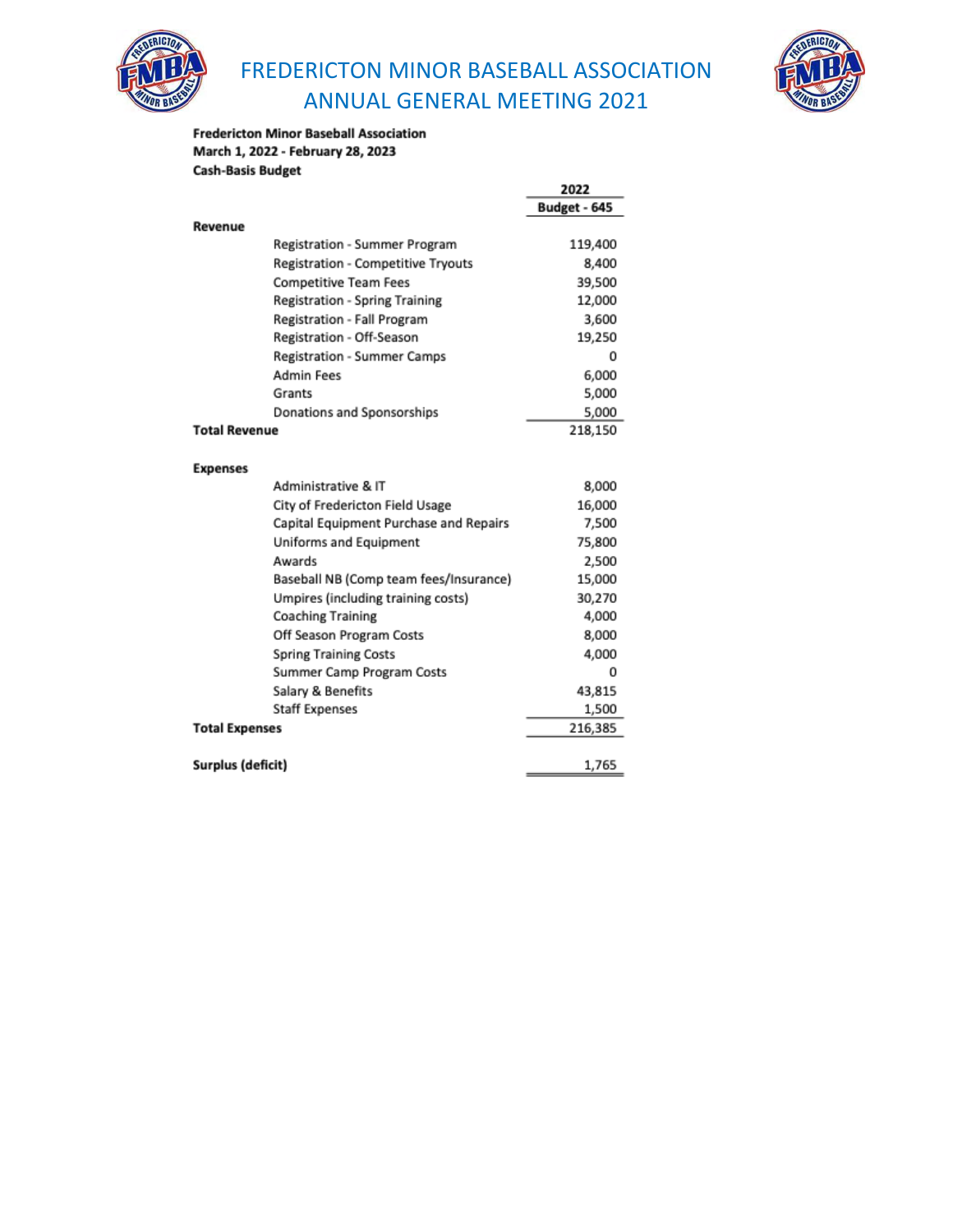# FREDERICTON MINOR BASEBALL ASSOCIATION ANNUAL GENERAL MEETING 2021

**Fredericton Minor Baseball Association**
**March 1, 2022 - February 28, 2023**
**Cash-Basis Budget**

| | | 2022 Budget - 645 |
|---|---|---|
| **Revenue** | | |
| | Registration - Summer Program | 119,400 |
| | Registration - Competitive Tryouts | 8,400 |
| | Competitive Team Fees | 39,500 |
| | Registration - Spring Training | 12,000 |
| | Registration - Fall Program | 3,600 |
| | Registration - Off-Season | 19,250 |
| | Registration - Summer Camps | 0 |
| | Admin Fees | 6,000 |
| | Grants | 5,000 |
| | Donations and Sponsorships | 5,000 |
| **Total Revenue** | | 218,150 |
| **Expenses** | | |
| | Administrative & IT | 8,000 |
| | City of Fredericton Field Usage | 16,000 |
| | Capital Equipment Purchase and Repairs | 7,500 |
| | Uniforms and Equipment | 75,800 |
| | Awards | 2,500 |
| | Baseball NB (Comp team fees/Insurance) | 15,000 |
| | Umpires (including training costs) | 30,270 |
| | Coaching Training | 4,000 |
| | Off Season Program Costs | 8,000 |
| | Spring Training Costs | 4,000 |
| | Summer Camp Program Costs | 0 |
| | Salary & Benefits | 43,815 |
| | Staff Expenses | 1,500 |
| **Total Expenses** | | 216,385 |
| **Surplus (deficit)** | | 1,765 |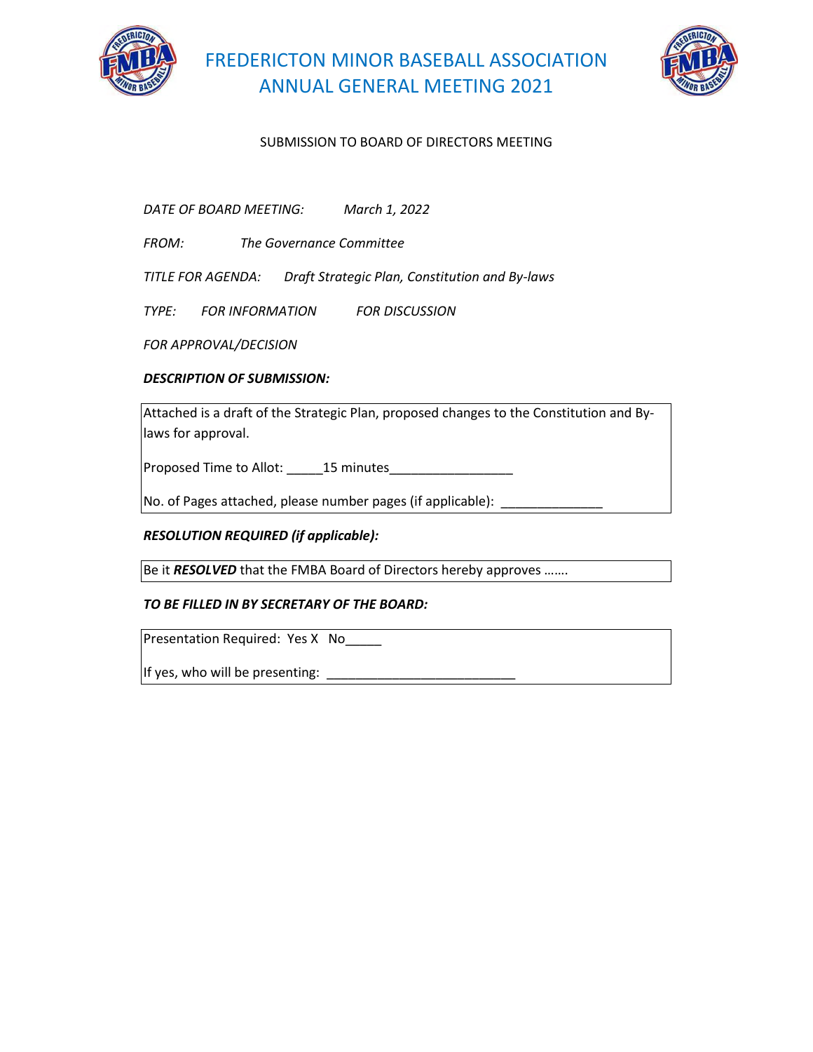# FREDERICTON MINOR BASEBALL ASSOCIATION
# ANNUAL GENERAL MEETING 2021

SUBMISSION TO BOARD OF DIRECTORS MEETING

*DATE OF BOARD MEETING:* *March 1, 2022*

*FROM:* *The Governance Committee*

*TITLE FOR AGENDA:* *Draft Strategic Plan, Constitution and By-laws*

*TYPE:* *FOR INFORMATION* *FOR DISCUSSION*

*FOR APPROVAL/DECISION*

***DESCRIPTION OF SUBMISSION:***

Attached is a draft of the Strategic Plan, proposed changes to the Constitution and By-laws for approval.

Proposed Time to Allot: _____15 minutes_________________

No. of Pages attached, please number pages (if applicable): ______________

***RESOLUTION REQUIRED (if applicable):***

Be it ***RESOLVED*** that the FMBA Board of Directors hereby approves …….

***TO BE FILLED IN BY SECRETARY OF THE BOARD:***

Presentation Required: Yes X No_____

If yes, who will be presenting: ___________________________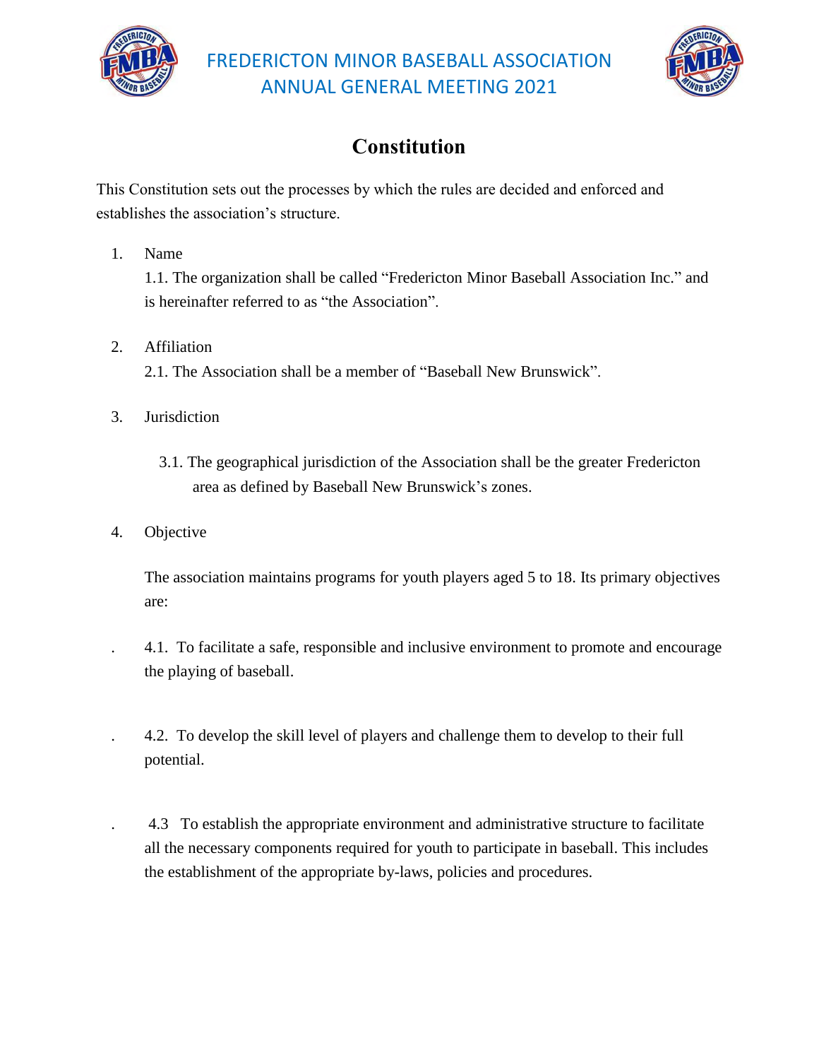# Constitution

This Constitution sets out the processes by which the rules are decided and enforced and establishes the association's structure.

1. Name

   1.1. The organization shall be called "Fredericton Minor Baseball Association Inc." and is hereinafter referred to as "the Association".

2. Affiliation

   2.1. The Association shall be a member of "Baseball New Brunswick".

3. Jurisdiction

   3.1. The geographical jurisdiction of the Association shall be the greater Fredericton area as defined by Baseball New Brunswick's zones.

4. Objective

   The association maintains programs for youth players aged 5 to 18. Its primary objectives are:

   4.1. To facilitate a safe, responsible and inclusive environment to promote and encourage the playing of baseball.

   4.2. To develop the skill level of players and challenge them to develop to their full potential.

   4.3 To establish the appropriate environment and administrative structure to facilitate all the necessary components required for youth to participate in baseball. This includes the establishment of the appropriate by-laws, policies and procedures.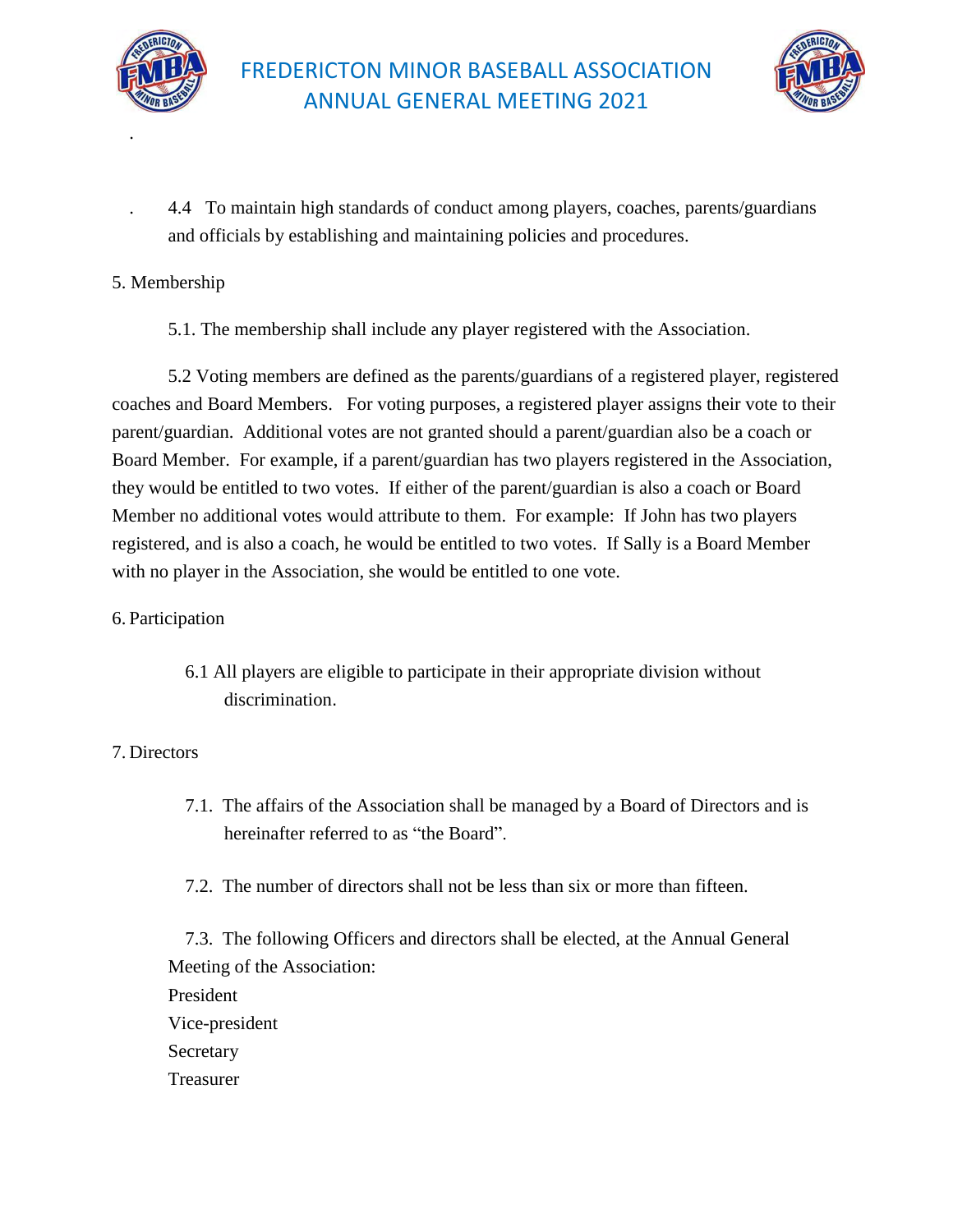4.4 To maintain high standards of conduct among players, coaches, parents/guardians and officials by establishing and maintaining policies and procedures.

5. Membership

5.1. The membership shall include any player registered with the Association.

5.2 Voting members are defined as the parents/guardians of a registered player, registered coaches and Board Members. For voting purposes, a registered player assigns their vote to their parent/guardian. Additional votes are not granted should a parent/guardian also be a coach or Board Member. For example, if a parent/guardian has two players registered in the Association, they would be entitled to two votes. If either of the parent/guardian is also a coach or Board Member no additional votes would attribute to them. For example: If John has two players registered, and is also a coach, he would be entitled to two votes. If Sally is a Board Member with no player in the Association, she would be entitled to one vote.

6. Participation

6.1 All players are eligible to participate in their appropriate division without discrimination.

7. Directors

7.1. The affairs of the Association shall be managed by a Board of Directors and is hereinafter referred to as "the Board".

7.2. The number of directors shall not be less than six or more than fifteen.

7.3. The following Officers and directors shall be elected, at the Annual General Meeting of the Association:

President
Vice-president
Secretary
Treasurer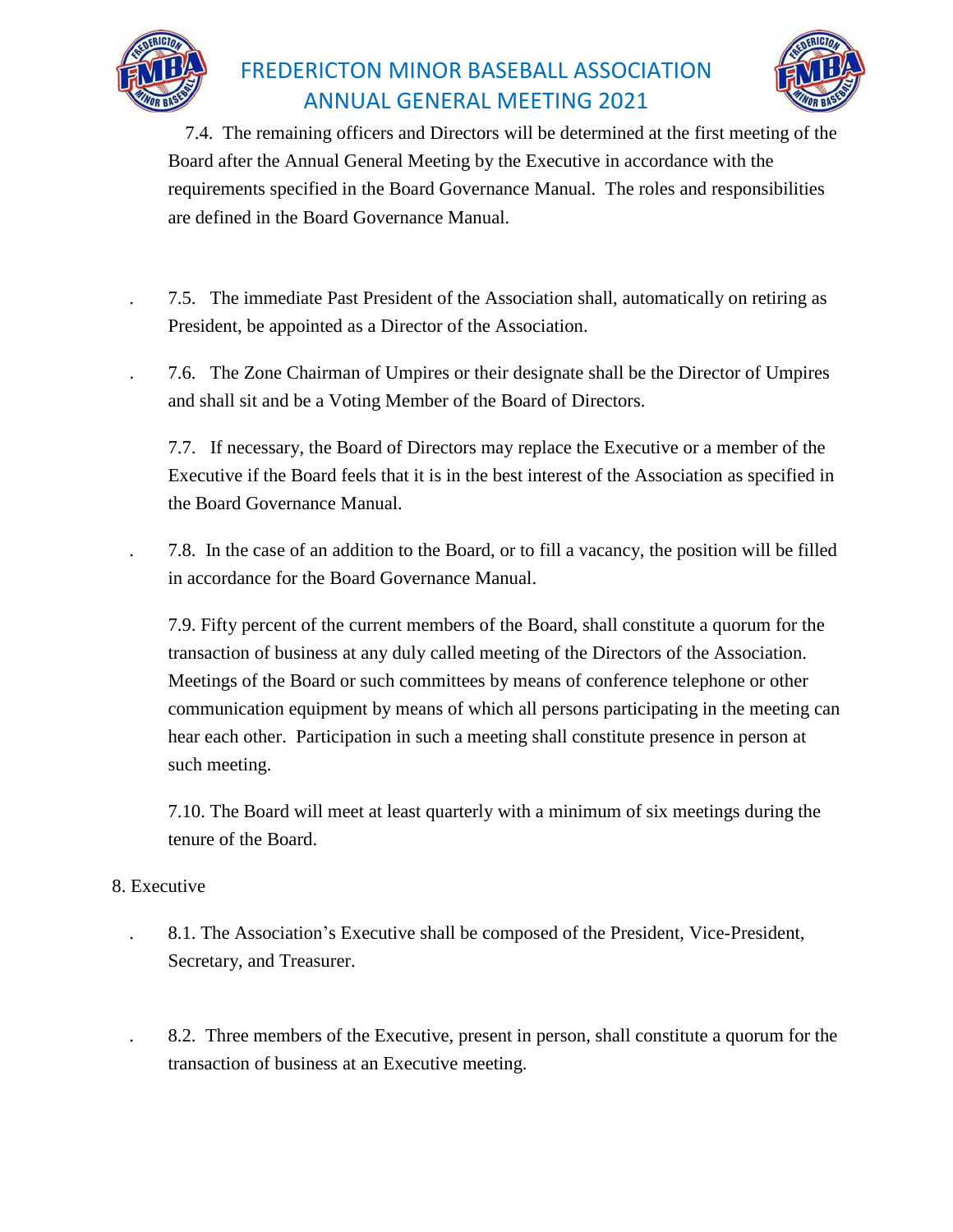7.4. The remaining officers and Directors will be determined at the first meeting of the Board after the Annual General Meeting by the Executive in accordance with the requirements specified in the Board Governance Manual. The roles and responsibilities are defined in the Board Governance Manual.

7.5. The immediate Past President of the Association shall, automatically on retiring as President, be appointed as a Director of the Association.

7.6. The Zone Chairman of Umpires or their designate shall be the Director of Umpires and shall sit and be a Voting Member of the Board of Directors.

7.7. If necessary, the Board of Directors may replace the Executive or a member of the Executive if the Board feels that it is in the best interest of the Association as specified in the Board Governance Manual.

7.8. In the case of an addition to the Board, or to fill a vacancy, the position will be filled in accordance for the Board Governance Manual.

7.9. Fifty percent of the current members of the Board, shall constitute a quorum for the transaction of business at any duly called meeting of the Directors of the Association. Meetings of the Board or such committees by means of conference telephone or other communication equipment by means of which all persons participating in the meeting can hear each other. Participation in such a meeting shall constitute presence in person at such meeting.

7.10. The Board will meet at least quarterly with a minimum of six meetings during the tenure of the Board.

8. Executive

8.1. The Association's Executive shall be composed of the President, Vice-President, Secretary, and Treasurer.

8.2. Three members of the Executive, present in person, shall constitute a quorum for the transaction of business at an Executive meeting.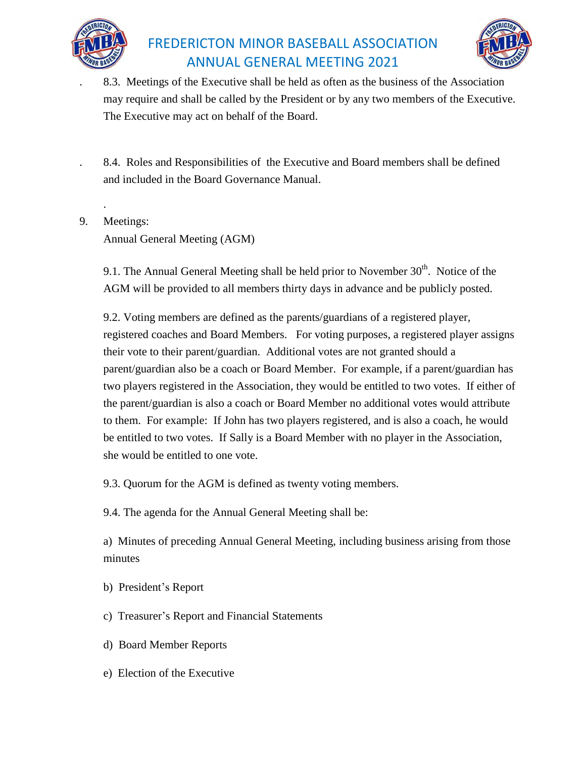8.3. Meetings of the Executive shall be held as often as the business of the Association may require and shall be called by the President or by any two members of the Executive. The Executive may act on behalf of the Board.

8.4. Roles and Responsibilities of the Executive and Board members shall be defined and included in the Board Governance Manual.

9. Meetings:

Annual General Meeting (AGM)

9.1. The Annual General Meeting shall be held prior to November 30th. Notice of the AGM will be provided to all members thirty days in advance and be publicly posted.

9.2. Voting members are defined as the parents/guardians of a registered player, registered coaches and Board Members. For voting purposes, a registered player assigns their vote to their parent/guardian. Additional votes are not granted should a parent/guardian also be a coach or Board Member. For example, if a parent/guardian has two players registered in the Association, they would be entitled to two votes. If either of the parent/guardian is also a coach or Board Member no additional votes would attribute to them. For example: If John has two players registered, and is also a coach, he would be entitled to two votes. If Sally is a Board Member with no player in the Association, she would be entitled to one vote.

9.3. Quorum for the AGM is defined as twenty voting members.

9.4. The agenda for the Annual General Meeting shall be:

a) Minutes of preceding Annual General Meeting, including business arising from those minutes

b) President's Report

c) Treasurer's Report and Financial Statements

d) Board Member Reports

e) Election of the Executive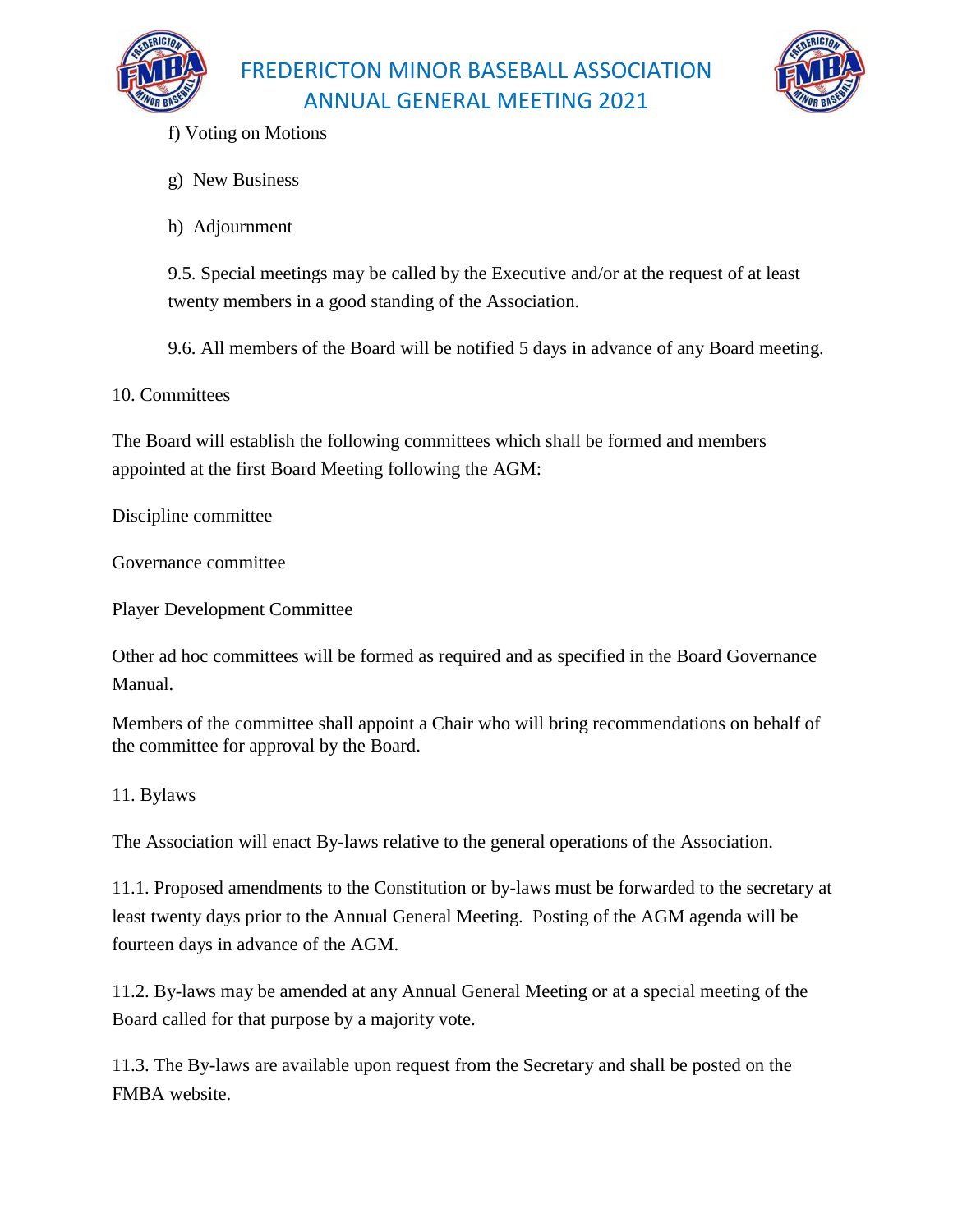f) Voting on Motions

g) New Business

h) Adjournment

9.5. Special meetings may be called by the Executive and/or at the request of at least twenty members in a good standing of the Association.

9.6. All members of the Board will be notified 5 days in advance of any Board meeting.

10. Committees

The Board will establish the following committees which shall be formed and members appointed at the first Board Meeting following the AGM:

Discipline committee

Governance committee

Player Development Committee

Other ad hoc committees will be formed as required and as specified in the Board Governance Manual.

Members of the committee shall appoint a Chair who will bring recommendations on behalf of the committee for approval by the Board.

11. Bylaws

The Association will enact By-laws relative to the general operations of the Association.

11.1. Proposed amendments to the Constitution or by-laws must be forwarded to the secretary at least twenty days prior to the Annual General Meeting. Posting of the AGM agenda will be fourteen days in advance of the AGM.

11.2. By-laws may be amended at any Annual General Meeting or at a special meeting of the Board called for that purpose by a majority vote.

11.3. The By-laws are available upon request from the Secretary and shall be posted on the FMBA website.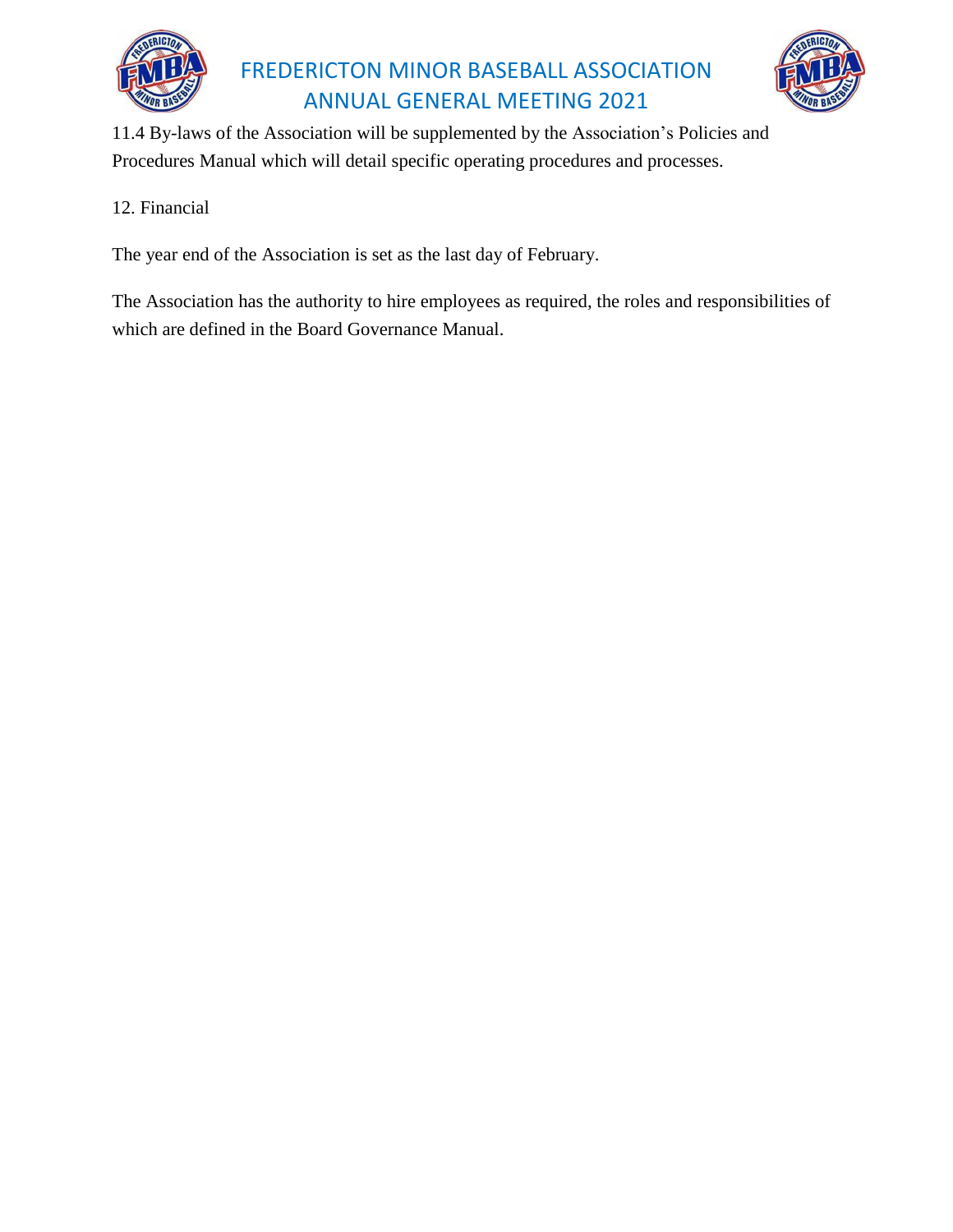11.4 By-laws of the Association will be supplemented by the Association's Policies and Procedures Manual which will detail specific operating procedures and processes.

12. Financial

The year end of the Association is set as the last day of February.

The Association has the authority to hire employees as required, the roles and responsibilities of which are defined in the Board Governance Manual.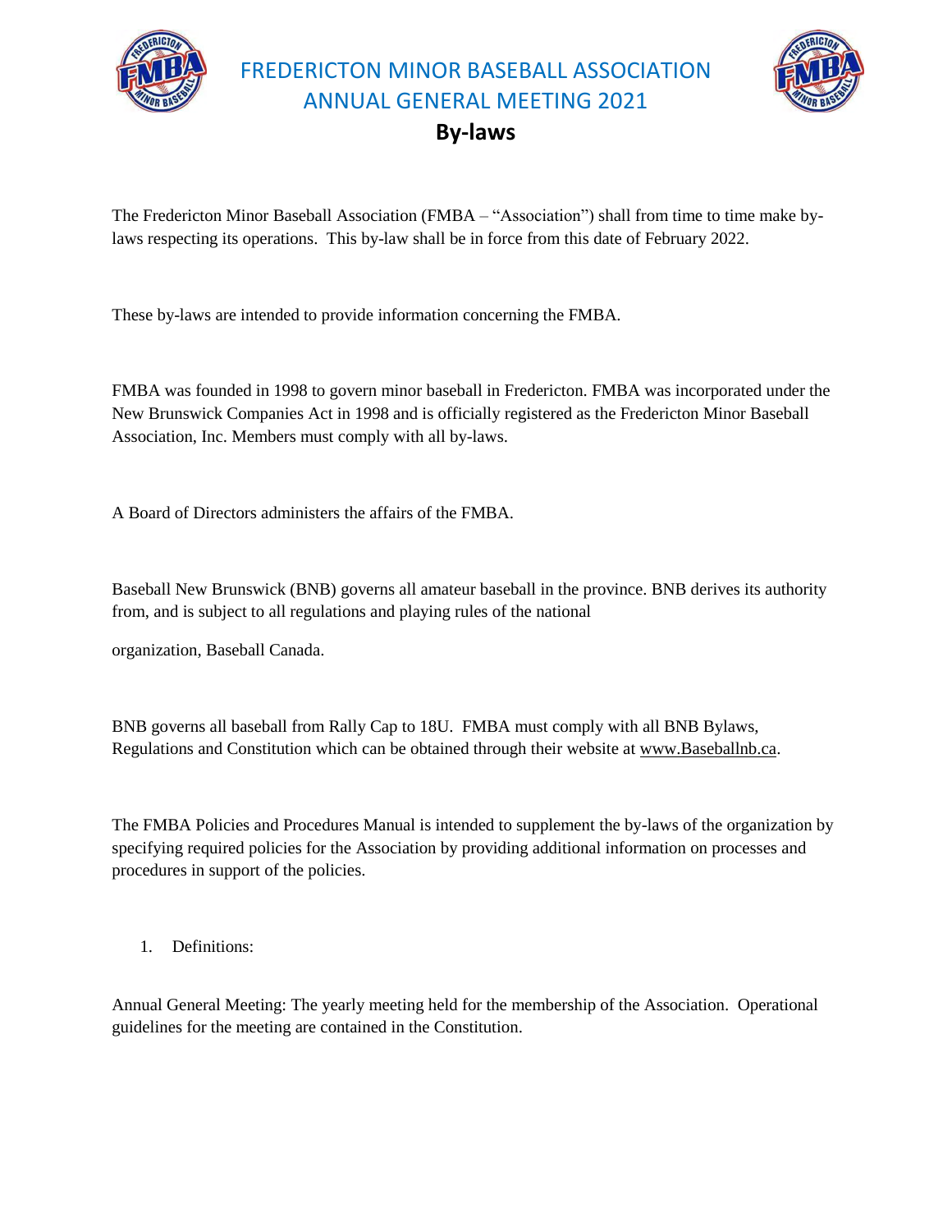# FREDERICTON MINOR BASEBALL ASSOCIATION ANNUAL GENERAL MEETING 2021

## By-laws

The Fredericton Minor Baseball Association (FMBA – "Association") shall from time to time make by-laws respecting its operations. This by-law shall be in force from this date of February 2022.

These by-laws are intended to provide information concerning the FMBA.

FMBA was founded in 1998 to govern minor baseball in Fredericton. FMBA was incorporated under the New Brunswick Companies Act in 1998 and is officially registered as the Fredericton Minor Baseball Association, Inc. Members must comply with all by-laws.

A Board of Directors administers the affairs of the FMBA.

Baseball New Brunswick (BNB) governs all amateur baseball in the province. BNB derives its authority from, and is subject to all regulations and playing rules of the national organization, Baseball Canada.

BNB governs all baseball from Rally Cap to 18U. FMBA must comply with all BNB Bylaws, Regulations and Constitution which can be obtained through their website at www.Baseballnb.ca.

The FMBA Policies and Procedures Manual is intended to supplement the by-laws of the organization by specifying required policies for the Association by providing additional information on processes and procedures in support of the policies.

1. Definitions:

Annual General Meeting: The yearly meeting held for the membership of the Association. Operational guidelines for the meeting are contained in the Constitution.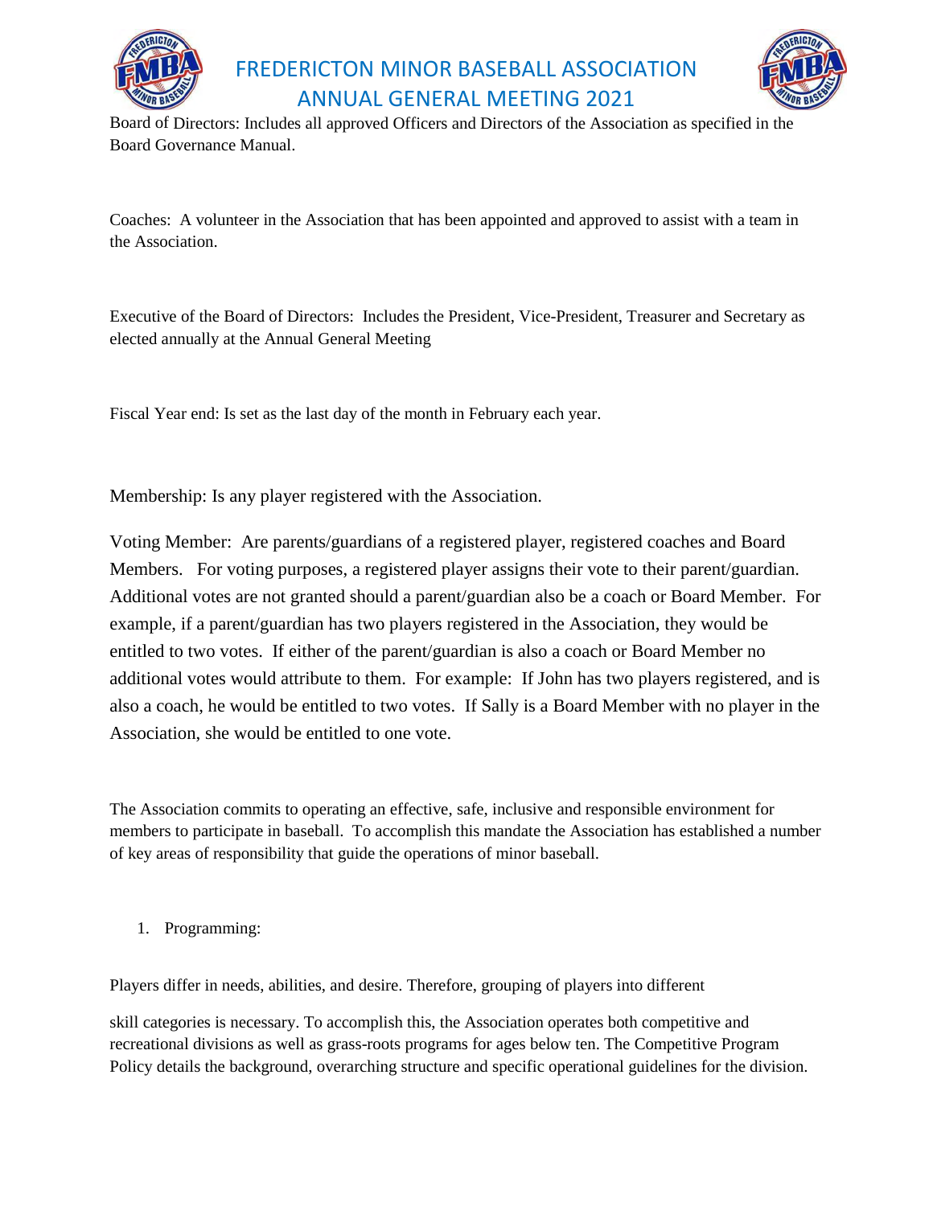Board of Directors: Includes all approved Officers and Directors of the Association as specified in the Board Governance Manual.

Coaches: A volunteer in the Association that has been appointed and approved to assist with a team in the Association.

Executive of the Board of Directors: Includes the President, Vice-President, Treasurer and Secretary as elected annually at the Annual General Meeting

Fiscal Year end: Is set as the last day of the month in February each year.

Membership: Is any player registered with the Association.

Voting Member: Are parents/guardians of a registered player, registered coaches and Board Members. For voting purposes, a registered player assigns their vote to their parent/guardian. Additional votes are not granted should a parent/guardian also be a coach or Board Member. For example, if a parent/guardian has two players registered in the Association, they would be entitled to two votes. If either of the parent/guardian is also a coach or Board Member no additional votes would attribute to them. For example: If John has two players registered, and is also a coach, he would be entitled to two votes. If Sally is a Board Member with no player in the Association, she would be entitled to one vote.

The Association commits to operating an effective, safe, inclusive and responsible environment for members to participate in baseball. To accomplish this mandate the Association has established a number of key areas of responsibility that guide the operations of minor baseball.

1. Programming:

Players differ in needs, abilities, and desire. Therefore, grouping of players into different skill categories is necessary. To accomplish this, the Association operates both competitive and recreational divisions as well as grass-roots programs for ages below ten. The Competitive Program Policy details the background, overarching structure and specific operational guidelines for the division.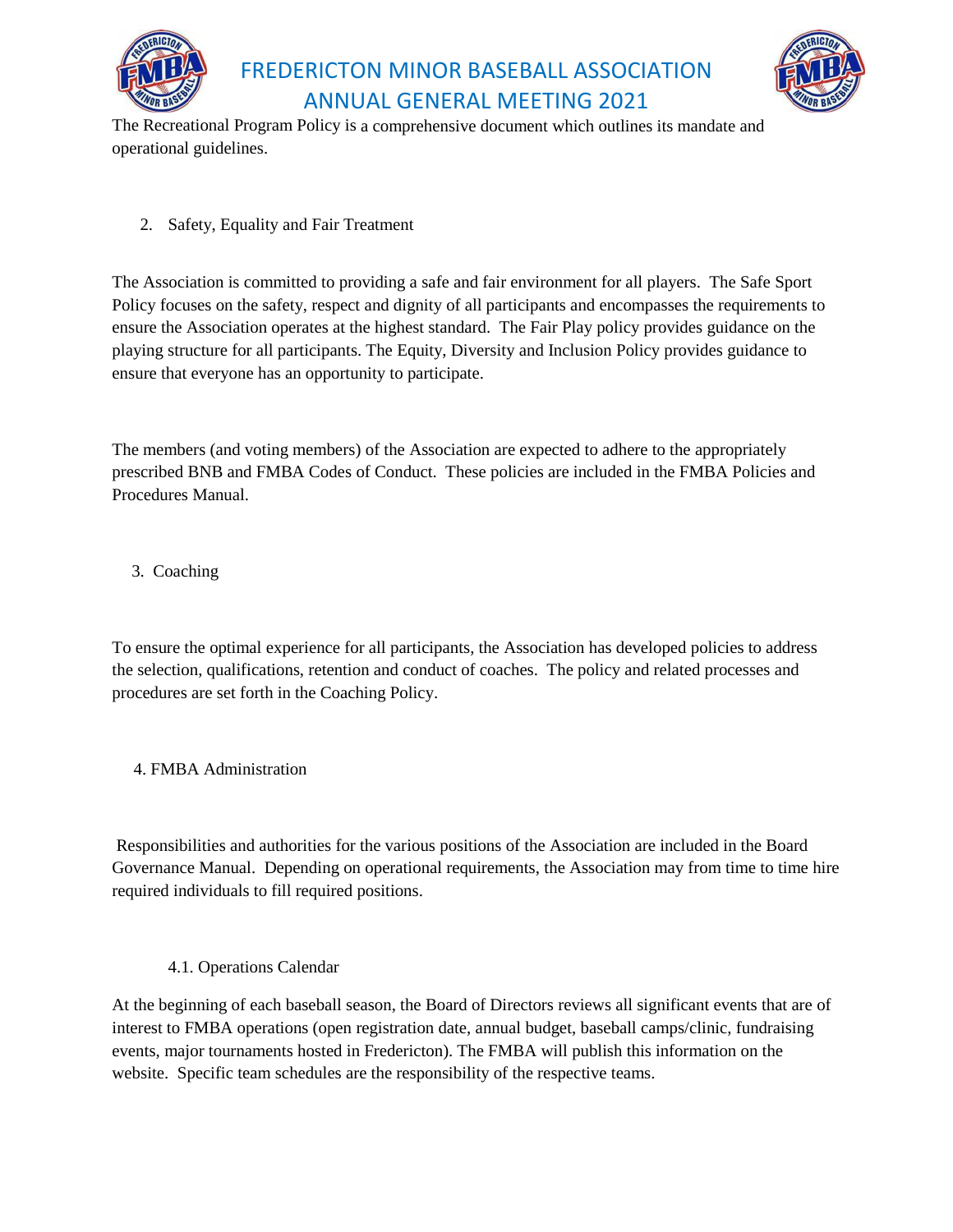The Recreational Program Policy is a comprehensive document which outlines its mandate and operational guidelines.

2. Safety, Equality and Fair Treatment

The Association is committed to providing a safe and fair environment for all players. The Safe Sport Policy focuses on the safety, respect and dignity of all participants and encompasses the requirements to ensure the Association operates at the highest standard. The Fair Play policy provides guidance on the playing structure for all participants. The Equity, Diversity and Inclusion Policy provides guidance to ensure that everyone has an opportunity to participate.

The members (and voting members) of the Association are expected to adhere to the appropriately prescribed BNB and FMBA Codes of Conduct. These policies are included in the FMBA Policies and Procedures Manual.

3. Coaching

To ensure the optimal experience for all participants, the Association has developed policies to address the selection, qualifications, retention and conduct of coaches. The policy and related processes and procedures are set forth in the Coaching Policy.

4. FMBA Administration

Responsibilities and authorities for the various positions of the Association are included in the Board Governance Manual. Depending on operational requirements, the Association may from time to time hire required individuals to fill required positions.

4.1. Operations Calendar

At the beginning of each baseball season, the Board of Directors reviews all significant events that are of interest to FMBA operations (open registration date, annual budget, baseball camps/clinic, fundraising events, major tournaments hosted in Fredericton). The FMBA will publish this information on the website. Specific team schedules are the responsibility of the respective teams.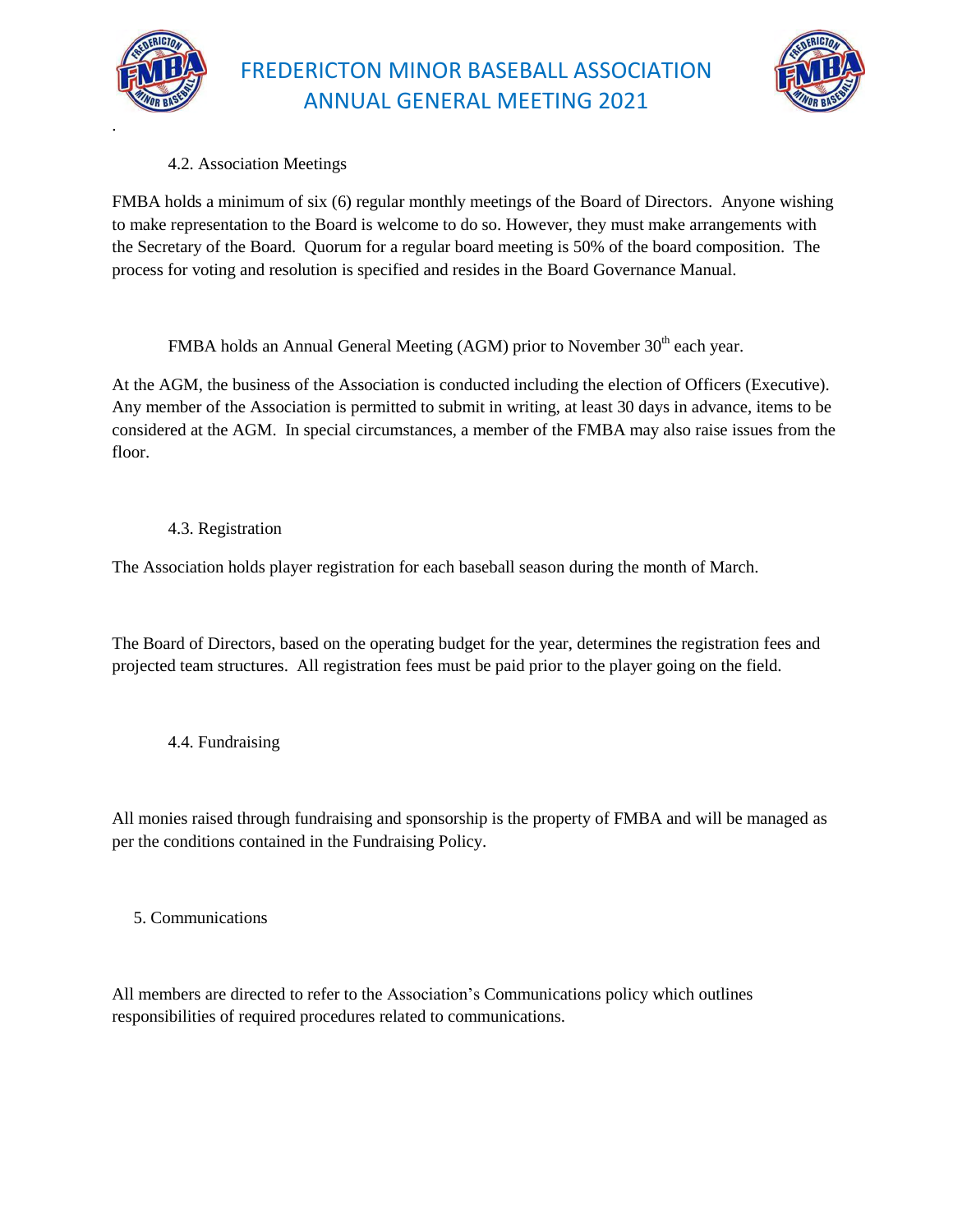### 4.2. Association Meetings

FMBA holds a minimum of six (6) regular monthly meetings of the Board of Directors. Anyone wishing to make representation to the Board is welcome to do so. However, they must make arrangements with the Secretary of the Board. Quorum for a regular board meeting is 50% of the board composition. The process for voting and resolution is specified and resides in the Board Governance Manual.

FMBA holds an Annual General Meeting (AGM) prior to November 30th each year.

At the AGM, the business of the Association is conducted including the election of Officers (Executive). Any member of the Association is permitted to submit in writing, at least 30 days in advance, items to be considered at the AGM. In special circumstances, a member of the FMBA may also raise issues from the floor.

### 4.3. Registration

The Association holds player registration for each baseball season during the month of March.

The Board of Directors, based on the operating budget for the year, determines the registration fees and projected team structures. All registration fees must be paid prior to the player going on the field.

### 4.4. Fundraising

All monies raised through fundraising and sponsorship is the property of FMBA and will be managed as per the conditions contained in the Fundraising Policy.

## 5. Communications

All members are directed to refer to the Association's Communications policy which outlines responsibilities of required procedures related to communications.